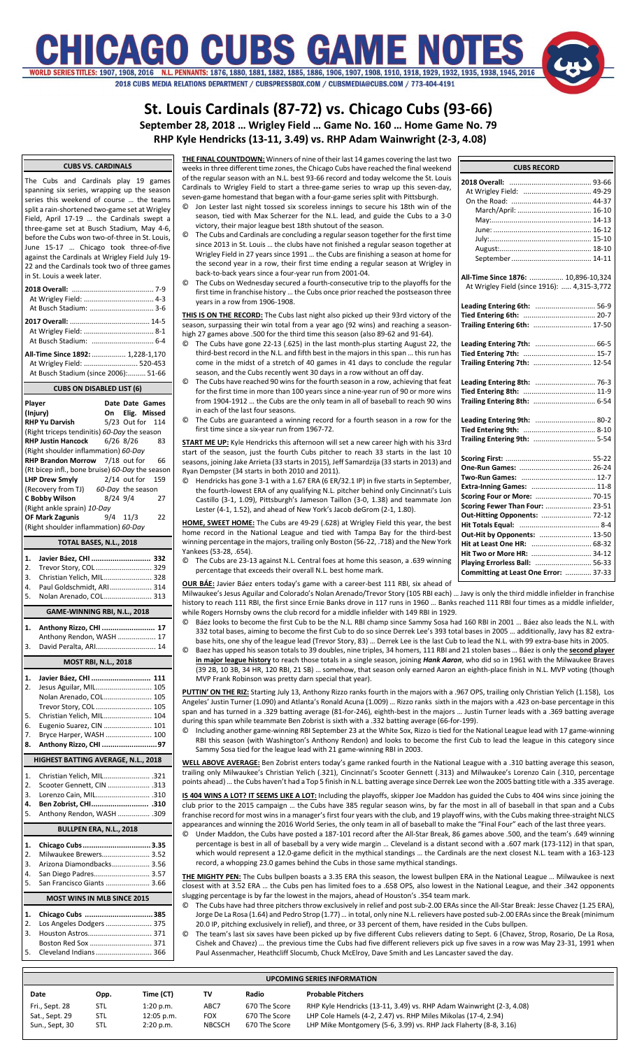# CHICAGO CUBS GAME NOTES

WORLD SERIES TITLES: 1907, 1908, 2016 N.L. PENNANTS: 1876, 1880, 1881, 1882, 1885, 1886, 1906, 1907, 1908, 1910, 1918, 1929, 1932, 1935, 1938, 1945, 2016

2018 CUBS MEDIA RELATIONS DEPARTMENT / CUBSPRESSBOX.COM / CUBSMEDIA@CUBS.COM / 773-404-4191

## St. Louis Cardinals (87-72) vs. Chicago Cubs (93-66)

**September 28, 2018 … Wrigley Field … Game No. 160 … Home Game No. 79**

**RHP Kyle Hendricks (13-11, 3.49) vs. RHP Adam Wainwright (2-3, 4.08)**

### CUBS VS. CARDINALS

The Cubs and Cardinals play 19 games spanning six series, wrapping up the season series this weekend of course … the teams split a rain-shortened two-game set at Wrigley Field, April 17-19 … the Cardinals swept a three-game set at Busch Stadium, May 4-6, before the Cubs won two-of-three in St. Louis, June 15-17 … Chicago took three-of-five against the Cardinals at Wrigley Field July 19-22 and the Cardinals took two of three games in St. Louis a week later.

| | |
|---|---|
| **2018 Overall:** | 7-9 |
| At Wrigley Field: | 4-3 |
| At Busch Stadium: | 3-6 |
| **2017 Overall:** | 14-5 |
| At Wrigley Field: | 8-1 |
| At Busch Stadium: | 6-4 |
| **All-Time Since 1892:** | 1,228-1,170 |
| At Wrigley Field: | 520-453 |
| At Busch Stadium (since 2006): | 51-66 |

### CUBS ON DISABLED LIST (6)

| Player (Injury) | Date On | Date Elig. | Games Missed |
|---|---|---|---|
| **RHP Yu Darvish** (Right triceps tendinitis) *60-Day the season* | 5/23 | Out for | 114 |
| **RHP Justin Hancock** (Right shoulder inflammation) *60-Day* | 6/26 | 8/26 | 83 |
| **RHP Brandon Morrow** (Rt bicep infl., bone bruise) *60-Day the season* | 7/18 | out for | 66 |
| **LHP Drew Smyly** (Recovery from TJ) *60-Day the season* | 2/14 | out for | 159 |
| **C Bobby Wilson** (Right ankle sprain) *10-Day* | 8/24 | 9/4 | 27 |
| **OF Mark Zagunis** (Right shoulder inflammation) *60-Day* | 9/4 | 11/3 | 22 |

### TOTAL BASES, N.L., 2018

1. **Javier Báez, CHI ... 332**
2. Trevor Story, COL ... 329
3. Christian Yelich, MIL ... 328
4. Paul Goldschmidt, ARI ... 314
5. Nolan Arenado, COL ... 313

### GAME-WINNING RBI, N.L., 2018

1. **Anthony Rizzo, CHI ... 17**
   Anthony Rendon, WASH ... 17
3. David Peralta, ARI ... 14

### MOST RBI, N.L., 2018

1. **Javier Báez, CHI ... 111**
2. Jesus Aguilar, MIL ... 105
   Nolan Arenado, COL ... 105
   Trevor Story, COL ... 105
5. Christian Yelich, MIL ... 104
6. Eugenio Suarez, CIN ... 101
7. Bryce Harper, WASH ... 100
8. **Anthony Rizzo, CHI ... 97**

### HIGHEST BATTING AVERAGE, N.L., 2018

1. Christian Yelich, MIL ... .321
2. Scooter Gennett, CIN ... .313
3. Lorenzo Cain, MIL ... .310
4. **Ben Zobrist, CHI ... .310**
5. Anthony Rendon, WASH ... .309

### BULLPEN ERA, N.L., 2018

1. **Chicago Cubs ... 3.35**
2. Milwaukee Brewers ... 3.52
3. Arizona Diamondbacks ... 3.56
4. San Diego Padres ... 3.57
5. San Francisco Giants ... 3.66

### MOST WINS IN MLB SINCE 2015

1. **Chicago Cubs ... 385**
2. Los Angeles Dodgers ... 375
3. Houston Astros ... 371
   Boston Red Sox ... 371
5. Cleveland Indians ... 366

**THE FINAL COUNTDOWN:** Winners of nine of their last 14 games covering the last two weeks in three different time zones, the Chicago Cubs have reached the final weekend of the regular season with an N.L. best 93-66 record and today welcome the St. Louis Cardinals to Wrigley Field to start a three-game series to wrap up this seven-day, seven-game homestand that began with a four-game series split with Pittsburgh.

- Jon Lester last night tossed six scoreless innings to secure his 18th win of the season, tied with Max Scherzer for the N.L. lead, and guide the Cubs to a 3-0 victory, their major league best 18th shutout of the season.
- The Cubs and Cardinals are concluding a regular season together for the first time since 2013 in St. Louis … the clubs have not finished a regular season together at Wrigley Field in 27 years since 1991 … the Cubs are finishing a season at home for the second year in a row, their first time ending a regular season at Wrigley in back-to-back years since a four-year run from 2001-04.
- The Cubs on Wednesday secured a fourth-consecutive trip to the playoffs for the first time in franchise history … the Cubs once prior reached the postseason three years in a row from 1906-1908.

**THIS IS ON THE RECORD:** The Cubs last night also picked up their 93rd victory of the season, surpassing their win total from a year ago (92 wins) and reaching a season-high 27 games above .500 for the third time this season (also 89-62 and 91-64).

- The Cubs have gone 22-13 (.625) in the last month-plus starting August 22, the third-best record in the N.L. and fifth best in the majors in this span … this run has come in the midst of a stretch of 40 games in 41 days to conclude the regular season, and the Cubs recently went 30 days in a row without an off day.
- The Cubs have reached 90 wins for the fourth season in a row, achieving that feat for the first time in more than 100 years since a nine-year run of 90 or more wins from 1904-1912 … the Cubs are the only team in all of baseball to reach 90 wins in each of the last four seasons.
- The Cubs are guaranteed a winning record for a fourth season in a row for the first time since a six-year run from 1967-72.

**START ME UP:** Kyle Hendricks this afternoon will set a new career high with his 33rd start of the season, just the fourth Cubs pitcher to reach 33 starts in the last 10 seasons, joining Jake Arrieta (33 starts in 2015), Jeff Samardzija (33 starts in 2013) and Ryan Dempster (34 starts in both 2010 and 2011).

- Hendricks has gone 3-1 with a 1.67 ERA (6 ER/32.1 IP) in five starts in September, the fourth-lowest ERA of any qualifying N.L. pitcher behind only Cincinnati's Luis Castillo (3-1, 1.09), Pittsburgh's Jameson Taillon (3-0, 1.38) and teammate Jon Lester (4-1, 1.52), and ahead of New York's Jacob deGrom (2-1, 1.80).

**HOME, SWEET HOME:** The Cubs are 49-29 (.628) at Wrigley Field this year, the best home record in the National League and tied with Tampa Bay for the third-best winning percentage in the majors, trailing only Boston (56-22, .718) and the New York Yankees (53-28, .654).

- The Cubs are 23-13 against N.L. Central foes at home this season, a .639 winning percentage that exceeds their overall N.L. best home mark.

**OUR BÁE:** Javier Báez enters today's game with a career-best 111 RBI, six ahead of Milwaukee's Jesus Aguilar and Colorado's Nolan Arenado/Trevor Story (105 RBI each) … Javy is only the third middle infielder in franchise history to reach 111 RBI, the first since Ernie Banks drove in 117 runs in 1960 … Banks reached 111 RBI four times as a middle infielder, while Rogers Hornsby owns the club record for a middle infielder with 149 RBI in 1929.

- Báez looks to become the first Cub to be the N.L. RBI champ since Sammy Sosa had 160 RBI in 2001 … Báez also leads the N.L. with 332 total bases, aiming to become the first Cub to do so since Derrek Lee's 393 total bases in 2005 … additionally, Javy has 82 extra-base hits, one shy of the league lead (Trevor Story, 83) … Derrek Lee is the last Cub to lead the N.L. with 99 extra-base hits in 2005.
- Baez has upped his season totals to 39 doubles, nine triples, 34 homers, 111 RBI and 21 stolen bases … Báez is only the **second player in major league history** to reach those totals in a single season, joining ***Hank Aaron***, who did so in 1961 with the Milwaukee Braves (39 2B, 10 3B, 34 HR, 120 RBI, 21 SB) … somehow, that season only earned Aaron an eighth-place finish in N.L. MVP voting (though MVP Frank Robinson was pretty darn special that year).

**PUTTIN' ON THE RIZ:** Starting July 13, Anthony Rizzo ranks fourth in the majors with a .967 OPS, trailing only Christian Yelich (1.158), Los Angeles' Justin Turner (1.090) and Atlanta's Ronald Acuna (1.009) … Rizzo ranks sixth in the majors with a .423 on-base percentage in this span and has turned in a .329 batting average (81-for-246), eighth-best in the majors … Justin Turner leads with a .369 batting average during this span while teammate Ben Zobrist is sixth with a .332 batting average (66-for-199).

- Including another game-winning RBI September 23 at the White Sox, Rizzo is tied for the National League lead with 17 game-winning RBI this season (with Washington's Anthony Rendon) and looks to become the first Cub to lead the league in this category since Sammy Sosa tied for the league lead with 21 game-winning RBI in 2003.

**WELL ABOVE AVERAGE:** Ben Zobrist enters today's game ranked fourth in the National League with a .310 batting average this season, trailing only Milwaukee's Christian Yelich (.321), Cincinnati's Scooter Gennett (.313) and Milwaukee's Lorenzo Cain (.310, percentage points ahead) … the Cubs haven't had a Top 5 finish in N.L. batting average since Derrek Lee won the 2005 batting title with a .335 average.

**IS 404 WINS A LOT? IT SEEMS LIKE A LOT:** Including the playoffs, skipper Joe Maddon has guided the Cubs to 404 wins since joining the club prior to the 2015 campaign … the Cubs have 385 regular season wins, by far the most in all of baseball in that span and a Cubs franchise record for most wins in a manager's first four years with the club, and 19 playoff wins, with the Cubs making three-straight NLCS appearances and winning the 2016 World Series, the only team in all of baseball to make the "Final Four" each of the last three years.

- Under Maddon, the Cubs have posted a 187-101 record after the All-Star Break, 86 games above .500, and the team's .649 winning percentage is best in all of baseball by a very wide margin … Cleveland is a distant second with a .607 mark (173-112) in that span, which would represent a 12.0-game deficit in the mythical standings … the Cardinals are the next closest N.L. team with a 163-123 record, a whopping 23.0 games behind the Cubs in those same mythical standings.

**THE MIGHTY PEN:** The Cubs bullpen boasts a 3.35 ERA this season, the lowest bullpen ERA in the National League … Milwaukee is next closest with at 3.52 ERA … the Cubs pen has limited foes to a .658 OPS, also lowest in the National League, and their .342 opponents slugging percentage is by far the lowest in the majors, ahead of Houston's .354 team mark.

- The Cubs have had three pitchers throw exclusively in relief and post sub-2.00 ERAs since the All-Star Break: Jesse Chavez (1.25 ERA), Jorge De La Rosa (1.64) and Pedro Strop (1.77) … in total, only nine N.L. relievers have posted sub-2.00 ERAs since the Break (minimum 20.0 IP, pitching exclusively in relief), and three, or 33 percent of them, have resided in the Cubs bullpen.
- The team's last six saves have been picked up by five different Cubs relievers dating to Sept. 6 (Chavez, Strop, Rosario, De La Rosa, Cishek and Chavez) … the previous time the Cubs had five different relievers pick up five saves in a row was May 23-31, 1991 when Paul Assenmacher, Heathcliff Slocumb, Chuck McElroy, Dave Smith and Les Lancaster saved the day.

### CUBS RECORD

| | |
|---|---|
| **2018 Overall:** | 93-66 |
| At Wrigley Field: | 49-29 |
| On the Road: | 44-37 |
| March/April: | 16-10 |
| May: | 14-13 |
| June: | 16-12 |
| July: | 15-10 |
| August: | 18-10 |
| September: | 14-11 |
| **All-Time Since 1876:** | 10,896-10,324 |
| At Wrigley Field (since 1916): | 4,315-3,772 |
| **Leading Entering 6th:** | 56-9 |
| **Tied Entering 6th:** | 20-7 |
| **Trailing Entering 6th:** | 17-50 |
| **Leading Entering 7th:** | 66-5 |
| **Tied Entering 7th:** | 15-7 |
| **Trailing Entering 7th:** | 12-54 |
| **Leading Entering 8th:** | 76-3 |
| **Tied Entering 8th:** | 11-9 |
| **Trailing Entering 8th:** | 6-54 |
| **Leading Entering 9th:** | 80-2 |
| **Tied Entering 9th:** | 8-10 |
| **Trailing Entering 9th:** | 5-54 |
| **Scoring First:** | 55-22 |
| **One-Run Games:** | 26-24 |
| **Two-Run Games:** | 12-7 |
| **Extra-Inning Games:** | 11-8 |
| **Scoring Four or More:** | 70-15 |
| **Scoring Fewer Than Four:** | 23-51 |
| **Out-Hitting Opponents:** | 72-12 |
| **Hit Totals Equal:** | 8-4 |
| **Out-Hit by Opponents:** | 13-50 |
| **Hit at Least One HR:** | 68-32 |
| **Hit Two or More HR:** | 34-12 |
| **Playing Errorless Ball:** | 56-33 |
| **Committing at Least One Error:** | 37-33 |

### UPCOMING SERIES INFORMATION

| Date | Opp. | Time (CT) | TV | Radio | Probable Pitchers |
|---|---|---|---|---|---|
| Fri., Sept. 28 | STL | 1:20 p.m. | ABC7 | 670 The Score | RHP Kyle Hendricks (13-11, 3.49) vs. RHP Adam Wainwright (2-3, 4.08) |
| Sat., Sept. 29 | STL | 12:05 p.m. | FOX | 670 The Score | LHP Cole Hamels (4-2, 2.47) vs. RHP Miles Mikolas (17-4, 2.94) |
| Sun., Sept, 30 | STL | 2:20 p.m. | NBCSCH | 670 The Score | LHP Mike Montgomery (5-6, 3.99) vs. RHP Jack Flaherty (8-8, 3.16) |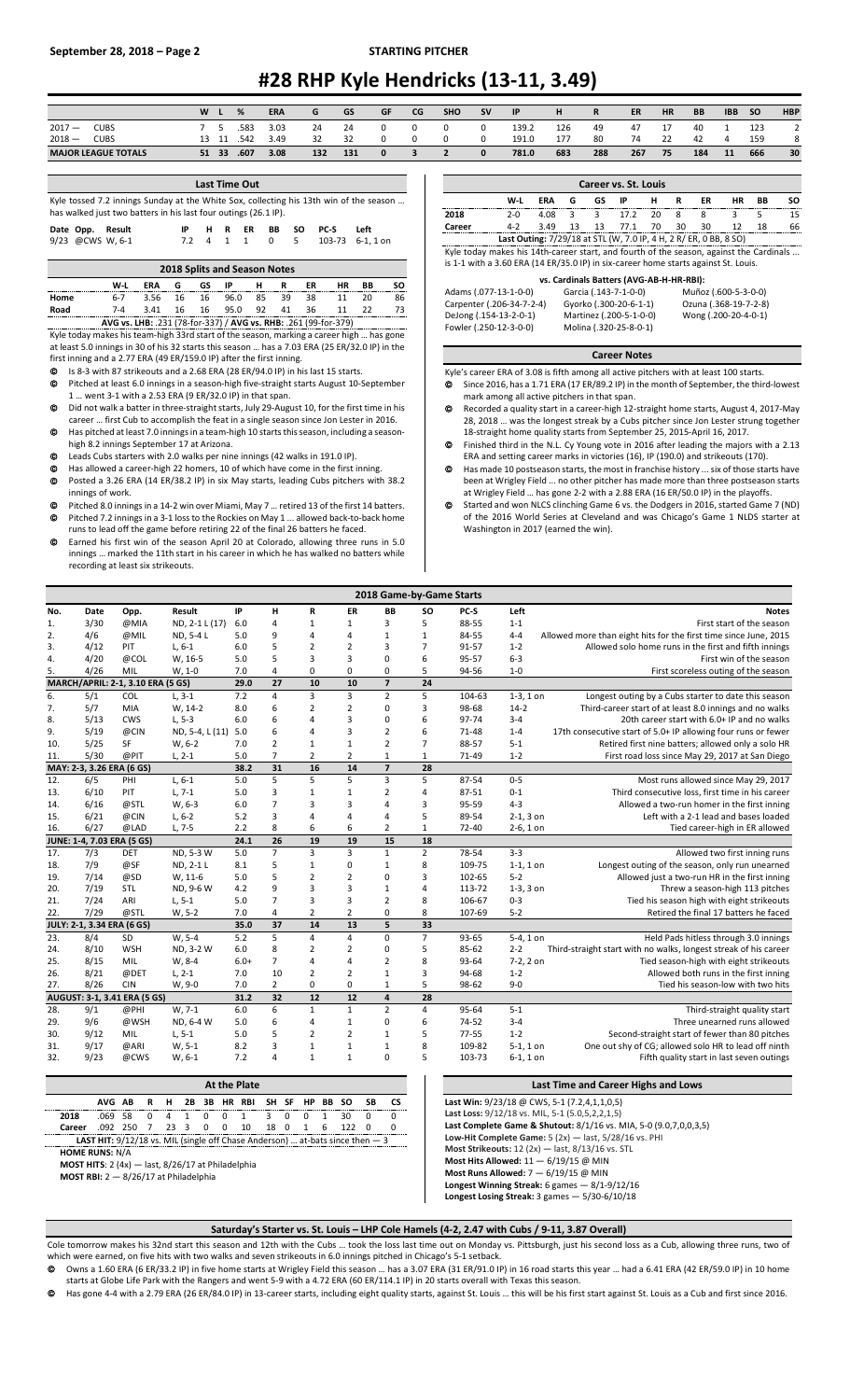# #28 RHP Kyle Hendricks (13-11, 3.49)

STARTING PITCHER

| | W | L | % | ERA | G | GS | GF | CG | SHO | SV | IP | H | R | ER | HR | BB | IBB | SO | HBP |
|---|---|---|---|---|---|---|---|---|---|---|---|---|---|---|---|---|---|---|---|
| 2017 — CUBS | 7 | 5 | .583 | 3.03 | 24 | 24 | 0 | 0 | 0 | 0 | 139.2 | 126 | 49 | 47 | 17 | 40 | 1 | 123 | 2 |
| 2018 — CUBS | 13 | 11 | .542 | 3.49 | 32 | 32 | 0 | 0 | 0 | 0 | 191.0 | 177 | 80 | 74 | 22 | 42 | 4 | 159 | 8 |
| MAJOR LEAGUE TOTALS | 51 | 33 | .607 | 3.08 | 132 | 131 | 0 | 3 | 2 | 0 | 781.0 | 683 | 288 | 267 | 75 | 184 | 11 | 666 | 30 |

## Last Time Out

Kyle tossed 7.2 innings Sunday at the White Sox, collecting his 13th win of the season ... has walked just two batters in his last four outings (26.1 IP).

| Date | Opp. | Result | IP | H | R | ER | BB | SO | PC-S | Left |
|---|---|---|---|---|---|---|---|---|---|---|
| 9/23 | @CWS | W, 6-1 | 7.2 | 4 | 1 | 1 | 0 | 5 | 103-73 | 6-1, 1 on |

## 2018 Split and Season Notes

| | W-L | ERA | G | GS | IP | H | R | ER | HR | BB | SO |
|---|---|---|---|---|---|---|---|---|---|---|---|
| Home | 6-7 | 3.56 | 16 | 16 | 96.0 | 85 | 39 | 38 | 11 | 20 | 86 |
| Road | 7-4 | 3.41 | 16 | 16 | 95.0 | 92 | 41 | 36 | 11 | 22 | 73 |

AVG vs. LHB: .231 (78-for-337) / AVG vs. RHB: .261 (99-for-379)

Kyle today makes his team-high 33rd start of the season, marking a career high ... has gone at least 5.0 innings in 30 of his 32 starts this season ... has a 7.03 ERA (25 ER/32.0 IP) in the first inning and a 2.77 ERA (49 ER/159.0 IP) after the first inning.

- Is 8-3 with 87 strikeouts and a 2.68 ERA (28 ER/94.0 IP) in his last 15 starts.
- Pitched at least 6.0 innings in a season-high five-straight starts August 10-September 1 ... went 3-1 with a 2.53 ERA (9 ER/32.0 IP) in that span.
- Did not walk a batter in three-straight starts, July 29-August 10, for the first time in his career ... first Cub to accomplish the feat in a single season since Jon Lester in 2016.
- Has pitched at least 7.0 innings in a team-high 10 starts this season, including a season-high 8.2 innings September 17 at Arizona.
- Leads Cubs starters with 2.0 walks per nine innings (42 walks in 191.0 IP).
- Has allowed a career-high 22 homers, 10 of which have come in the first inning.
- Posted a 3.26 ERA (14 ER/38.2 IP) in six May starts, leading Cubs pitchers with 38.2 innings of work.
- Pitched 8.0 innings in a 14-2 win over Miami, May 7 ... retired 13 of the first 14 batters.
- Pitched 7.2 innings in a 3-1 loss to the Rockies on May 1 ... allowed back-to-back home runs to lead off the game before retiring 22 of the final 26 batters he faced.
- Earned his first win of the season April 20 at Colorado, allowing three runs in 5.0 innings ... marked the 11th start in his career in which he has walked no batters while recording at least six strikeouts.

## Career vs. St. Louis

| | W-L | ERA | G | GS | IP | H | R | ER | HR | BB | SO |
|---|---|---|---|---|---|---|---|---|---|---|---|
| 2018 | 2-0 | 4.08 | 3 | 3 | 17.2 | 20 | 8 | 8 | 3 | 5 | 15 |
| Career | 4-2 | 3.49 | 13 | 13 | 77.1 | 70 | 30 | 30 | 12 | 18 | 66 |

Last Outing: 7/29/18 at STL (W, 7.0 IP, 4 H, 2 R/ ER, 0 BB, 8 SO)

Kyle today makes his 14th-career start, and fourth of the season, against the Cardinals ... is 1-1 with a 3.60 ERA (14 ER/35.0 IP) in six-career home starts against St. Louis.

**vs. Cardinals Batters (AVG-AB-H-HR-RBI):**

| | | |
|---|---|---|
| Adams (.077-13-1-0-0) | Garcia (.143-7-1-0-0) | Muñoz (.600-5-3-0-0) |
| Carpenter (.206-34-7-2-4) | Gyorko (.300-20-6-1-1) | Ozuna (.368-19-7-2-8) |
| DeJong (.154-13-2-0-1) | Martinez (.200-5-1-0-0) | Wong (.200-20-4-0-1) |
| Fowler (.250-12-3-0-0) | Molina (.320-25-8-0-1) | |

## Career Notes

Kyle's career ERA of 3.08 is fifth among all active pitchers with at least 100 starts.

- Since 2016, has a 1.71 ERA (17 ER/89.2 IP) in the month of September, the third-lowest mark among all active pitchers in that span.
- Recorded a quality start in a career-high 12-straight home starts, August 4, 2017-May 28, 2018 ... was the longest streak by a Cubs pitcher since Jon Lester strung together 18-straight home quality starts from September 25, 2015-April 16, 2017.
- Finished third in the N.L. Cy Young vote in 2016 after leading the majors with a 2.13 ERA and setting career marks in victories (16), IP (190.0) and strikeouts (170).
- Has made 10 postseason starts, the most in franchise history ... six of those starts have been at Wrigley Field ... no other pitcher has made more than three postseason starts at Wrigley Field ... has gone 2-2 with a 2.88 ERA (16 ER/50.0 IP) in the playoffs.
- Started and won NLCS clinching Game 6 vs. the Dodgers in 2016, started Game 7 (ND) of the 2016 World Series at Cleveland and was Chicago's Game 1 NLDS starter at Washington in 2017 (earned the win).

## 2018 Game-by-Game Starts

| No. | Date | Opp. | Result | IP | H | R | ER | BB | SO | PC-S | Left | Notes |
|---|---|---|---|---|---|---|---|---|---|---|---|---|
| 1. | 3/30 | @MIA | ND, 2-1 L (17) | 6.0 | 4 | 1 | 1 | 3 | 5 | 88-55 | 1-1 | First start of the season |
| 2. | 4/6 | @MIL | ND, 5-4 L | 5.0 | 9 | 4 | 4 | 1 | 1 | 84-55 | 4-4 | Allowed more than eight hits for the first time since June, 2015 |
| 3. | 4/12 | PIT | L, 6-1 | 6.0 | 5 | 2 | 2 | 3 | 7 | 91-57 | 1-2 | Allowed solo home runs in the first and fifth innings |
| 4. | 4/20 | @COL | W, 16-5 | 5.0 | 5 | 3 | 3 | 0 | 6 | 95-57 | 6-3 | First win of the season |
| 5. | 4/26 | MIL | W, 1-0 | 7.0 | 4 | 0 | 0 | 0 | 5 | 94-56 | 1-0 | First scoreless outing of the season |
| MARCH/APRIL: 2-1, 3.10 ERA (5 GS) | | | | 29.0 | 27 | 10 | 10 | 7 | 24 | | | |
| 6. | 5/1 | COL | L, 3-1 | 7.2 | 4 | 3 | 3 | 2 | 5 | 104-63 | 1-3, 1 on | Longest outing by a Cubs starter to date this season |
| 7. | 5/7 | MIA | W, 14-2 | 8.0 | 6 | 2 | 2 | 0 | 3 | 98-68 | 14-2 | Third-career start of at least 8.0 innings and no walks |
| 8. | 5/13 | CWS | L, 5-3 | 6.0 | 6 | 4 | 3 | 0 | 6 | 97-74 | 3-4 | 20th career start with 6.0+ IP and no walks |
| 9. | 5/19 | @CIN | ND, 5-4, L (11) | 5.0 | 6 | 4 | 3 | 2 | 6 | 71-48 | 1-4 | 17th consecutive start of 5.0+ IP allowing four runs or fewer |
| 10. | 5/25 | SF | W, 6-2 | 7.0 | 2 | 1 | 1 | 2 | 7 | 88-57 | 5-1 | Retired first nine batters; allowed only a solo HR |
| 11. | 5/30 | @PIT | L, 2-1 | 5.0 | 7 | 2 | 2 | 1 | 1 | 71-49 | 1-2 | First road loss since May 29, 2017 at San Diego |
| MAY: 2-3, 3.26 ERA (6 GS) | | | | 38.2 | 31 | 16 | 14 | 7 | 28 | | | |
| 12. | 6/5 | PHI | L, 6-1 | 5.0 | 5 | 5 | 5 | 3 | 5 | 87-54 | 0-5 | Most runs allowed since May 29, 2017 |
| 13. | 6/10 | PIT | L, 7-1 | 5.0 | 3 | 1 | 1 | 2 | 4 | 87-51 | 0-1 | Third consecutive loss, first time in his career |
| 14. | 6/16 | @STL | W, 6-3 | 6.0 | 7 | 3 | 3 | 4 | 3 | 95-59 | 4-3 | Allowed a two-run homer in the first inning |
| 15. | 6/21 | @CIN | L, 6-2 | 5.2 | 3 | 4 | 4 | 4 | 5 | 89-54 | 2-1, 3 on | Left with a 2-1 lead and bases loaded |
| 16. | 6/27 | @LAD | L, 7-5 | 2.2 | 8 | 6 | 6 | 2 | 1 | 72-40 | 2-6, 1 on | Tied career-high in ER allowed |
| JUNE: 1-4, 7.03 ERA (5 GS) | | | | 24.1 | 26 | 19 | 19 | 15 | 18 | | | |
| 17. | 7/3 | DET | ND, 5-3 W | 5.0 | 7 | 3 | 3 | 1 | 2 | 78-54 | 3-3 | Allowed two first inning runs |
| 18. | 7/9 | @SF | ND, 2-1 L | 8.1 | 5 | 1 | 0 | 1 | 8 | 109-75 | 1-1, 1 on | Longest outing of the season, only run unearned |
| 19. | 7/14 | @SD | W, 11-6 | 5.0 | 5 | 2 | 2 | 0 | 3 | 102-65 | 5-2 | Allowed just a two-run HR in the first inning |
| 20. | 7/19 | STL | ND, 9-6 W | 4.2 | 9 | 3 | 3 | 1 | 4 | 113-72 | 1-3, 3 on | Threw a season-high 113 pitches |
| 21. | 7/24 | ARI | L, 5-1 | 5.0 | 7 | 3 | 3 | 2 | 8 | 106-67 | 0-3 | Tied his season high with eight strikeouts |
| 22. | 7/29 | @STL | W, 5-2 | 7.0 | 4 | 2 | 2 | 0 | 8 | 107-69 | 5-2 | Retired the final 17 batters he faced |
| JULY: 2-1, 3.34 ERA (6 GS) | | | | 35.0 | 37 | 14 | 13 | 5 | 33 | | | |
| 23. | 8/4 | SD | W, 5-4 | 5.2 | 5 | 4 | 4 | 0 | 7 | 93-65 | 5-4, 1 on | Held Padres hitless through 3.0 innings |
| 24. | 8/10 | WSH | ND, 3-2 W | 6.0 | 8 | 2 | 2 | 0 | 5 | 85-62 | 2-2 | Third-straight start with no walks, longest streak of his career |
| 25. | 8/15 | MIL | W, 8-4 | 6.0+ | 7 | 4 | 4 | 2 | 8 | 93-64 | 7-2, 2 on | Tied season-high with eight strikeouts |
| 26. | 8/21 | @DET | L, 2-1 | 7.0 | 10 | 2 | 2 | 1 | 3 | 94-68 | 1-2 | Allowed both runs in the first inning |
| 27. | 8/26 | CIN | W, 9-0 | 7.0 | 2 | 0 | 0 | 1 | 5 | 98-62 | 9-0 | Tied his season-low with two hits |
| AUGUST: 3-1, 3.41 ERA (5 GS) | | | | 31.2 | 32 | 12 | 12 | 4 | 28 | | | |
| 28. | 9/1 | @PHI | W, 7-1 | 6.0 | 6 | 1 | 1 | 2 | 4 | 95-64 | 5-1 | Third-straight quality start |
| 29. | 9/6 | @WSH | ND, 6-4 W | 5.0 | 6 | 4 | 1 | 0 | 6 | 74-52 | 3-4 | Three unearned runs allowed |
| 30. | 9/12 | MIL | L, 5-1 | 5.0 | 5 | 2 | 2 | 1 | 5 | 77-55 | 1-2 | Second-straight start of fewer than 80 pitches |
| 31. | 9/17 | @ARI | W, 5-1 | 8.2 | 3 | 1 | 1 | 1 | 8 | 109-82 | 5-1, 1 on | One out shy of CG; allowed solo HR to lead off ninth |
| 32. | 9/23 | @CWS | W, 6-1 | 7.2 | 4 | 1 | 1 | 0 | 5 | 103-73 | 6-1, 1 on | Fifth quality start in last seven outings |

## At the Plate

| | AVG | AB | R | H | 2B | 3B | HR | RBI | SH | SF | HP | BB | SO | SB | CS |
|---|---|---|---|---|---|---|---|---|---|---|---|---|---|---|---|
| 2018 | .069 | 58 | 0 | 4 | 1 | 0 | 0 | 1 | 3 | 0 | 0 | 1 | 30 | 0 | 0 |
| Career | .092 | 250 | 7 | 23 | 3 | 0 | 0 | 10 | 18 | 0 | 1 | 6 | 122 | 0 | 0 |

**LAST HIT:** 9/12/18 vs. MIL (single off Chase Anderson) ... at-bats since then — 3

**HOME RUNS:** N/A

**MOST HITS:** 2 (4x) — last, 8/26/17 at Philadelphia

**MOST RBI:** 2 — 8/26/17 at Philadelphia

## Last Time and Career Highs and Lows

**Last Win:** 9/23/18 @ CWS, 6-1 (7.2,4,1,1,0,5)
**Last Loss:** 9/12/18 vs. MIL, 5-1 (5.0,5,2,2,1,5)
**Last Complete Game & Shutout:** 8/1/16 vs. MIA, 5-0 (9.0,7,0,0,3,5)
**Low-Hit Complete Game:** 5 (2x) — last, 5/28/16 vs. PHI
**Most Strikeouts:** 12 (2x) — last, 8/13/16 vs. STL
**Most Hits Allowed:** 11 — 6/19/15 @ MIN
**Most Runs Allowed:** 7 — 6/19/15 @ MIN
**Longest Winning Streak:** 6 games — 8/1-9/12/16
**Longest Losing Streak:** 3 games — 5/30-6/10/18

## Saturday's Starter vs. St. Louis – LHP Cole Hamels (4-2, 2.47 with Cubs / 9-11, 3.87 Overall)

Cole tomorrow makes his 32nd start this season and 12th with the Cubs ... took the loss last time out on Monday vs. Pittsburgh, just his second loss as a Cub, allowing three runs, two of which were earned, on five hits with two walks and seven strikeouts in 6.0 innings pitched in Chicago's 5-1 setback.

- Owns a 1.60 ERA (6 ER/33.2 IP) in five home starts at Wrigley Field this season ... has a 3.07 ERA (31 ER/91.0 IP) in 16 road starts this year ... had a 6.41 ERA (42 ER/59.0 IP) in 10 home starts at Globe Life Park with the Rangers and went 5-9 with a 4.72 ERA (60 ER/114.1 IP) in 20 starts overall with Texas this season.
- Has gone 4-4 with a 2.79 ERA (26 ER/84.0 IP) in 13-career starts, including eight quality starts, against St. Louis ... this will be his first start against St. Louis as a Cub and first since 2016.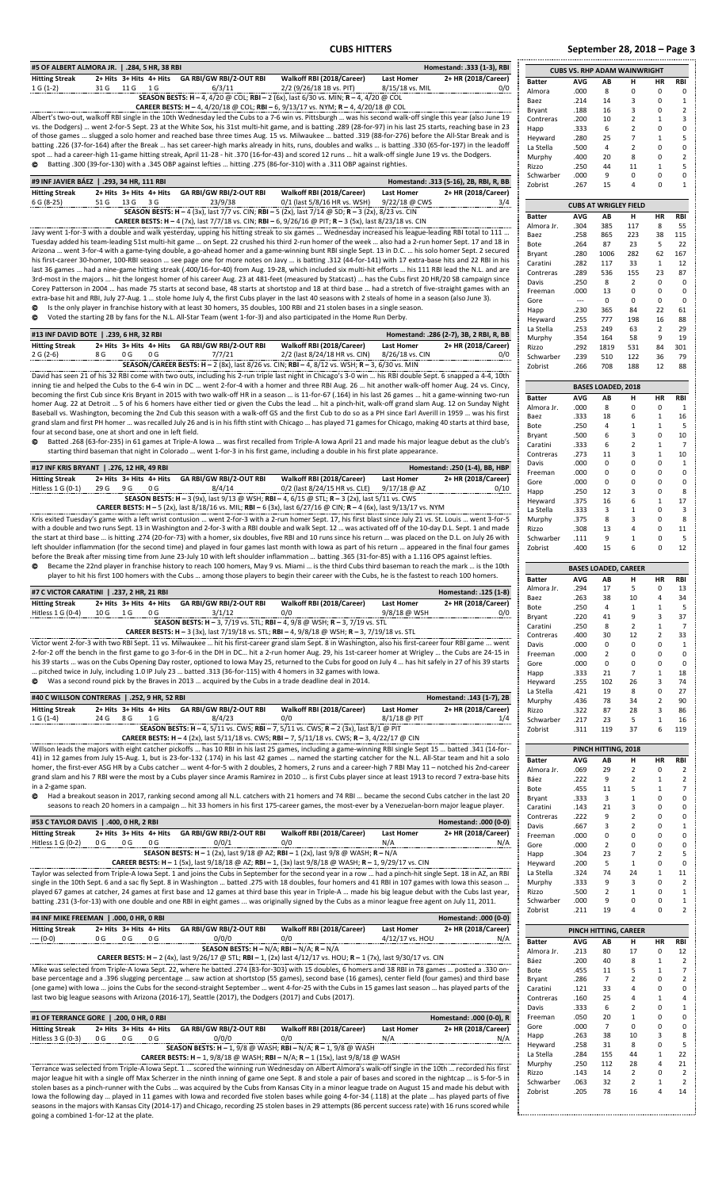## CUBS HITTERS

September 28, 2018 – Page 3

### #5 OF ALBERT ALMORA JR. | .284, 5 HR, 38 RBI — Homestand: .333 (1-3), RBI

| Hitting Streak | 2+ Hits | 3+ Hits | 4+ Hits | GA RBI/GW RBI/2-OUT RBI | Walkoff RBI (2018/Career) | Last Homer | 2+ HR (2018/Career) |
|---|---|---|---|---|---|---|---|
| 1 G (1-2) | 31 G | 11 G | 1 G | 6/3/11 | 2/2 (9/26/18 1B vs. PIT) | 8/15/18 vs. MIL | 0/0 |

**SEASON BESTS: H –** 4, 4/20 @ COL; **RBI –** 2 (6x), last 6/30 vs. MIN; **R –** 4, 4/20 @ COL

**CAREER BESTS: H –** 4, 4/20/18 @ COL; **RBI –** 6, 9/13/17 vs. NYM; **R –** 4, 4/20/18 @ COL

Albert's two-out, walkoff RBI single in the 10th Wednesday led the Cubs to a 7-6 win vs. Pittsburgh … was his second walk-off single this year (also June 19 vs. the Dodgers) … went 2-for-5 Sept. 23 at the White Sox, his 31st multi-hit game, and is batting .289 (28-for-97) in his last 25 starts, reaching base in 23 of those games … slugged a solo homer and reached base three times Aug. 15 vs. Milwaukee … batted .319 (88-for-276) before the All-Star Break and is batting .226 (37-for-164) after the Break … has set career-high marks already in hits, runs, doubles and walks … is batting .330 (65-for-197) in the leadoff spot … had a career-high 11-game hitting streak, April 11-28 - hit .370 (16-for-43) and scored 12 runs … hit a walk-off single June 19 vs. the Dodgers.

- Batting .300 (39-for-130) with a .345 OBP against lefties … hitting .275 (86-for-310) with a .311 OBP against righties.

### #9 INF JAVIER BÁEZ | .293, 34 HR, 111 RBI — Homestand: .313 (5-16), 2B, RBI, R, BB

| Hitting Streak | 2+ Hits | 3+ Hits | 4+ Hits | GA RBI/GW RBI/2-OUT RBI | Walkoff RBI (2018/Career) | Last Homer | 2+ HR (2018/Career) |
|---|---|---|---|---|---|---|---|
| 6 G (8-25) | 51 G | 13 G | 3 G | 23/9/38 | 0/1 (last 5/8/16 HR vs. WSH) | 9/22/18 @ CWS | 3/4 |

**SEASON BESTS: H –** 4 (3x), last 7/7 vs. CIN; **RBI –** 5 (2x), last 7/14 @ SD; **R –** 3 (2x), last 8/23 vs. CIN

**CAREER BESTS: H –** 4 (7x), last 7/7/18 vs. CIN; **RBI –** 6, 9/26/16 @ PIT; **R –** 3 (5x), last 8/23/18 vs. CIN

Javy went 1-for-3 with a double and walk yesterday, upping his hitting streak to six games … Wednesday increased his league-leading RBI total to 111 … Tuesday added his team-leading 51st multi-hit game … on Sept. 22 crushed his third 2-run homer of the week … also had a 2-run homer Sept. 17 and 18 in Arizona … went 3-for-4 with a game-tying double, a go-ahead homer and a game-winning bunt RBI single Sept. 13 in D.C. … his solo homer Sept. 2 secured his first-career 30-homer, 100-RBI season … see page one for more notes on Javy … is batting .312 (44-for-141) with 17 extra-base hits and 22 RBI in his last 36 games … had a nine-game hitting streak (.400/16-for-40) from Aug. 19-28, which included six multi-hit efforts … his 111 RBI lead the N.L. and are 3rd-most in the majors … hit the longest homer of his career Aug. 23 at 481-feet (measured by Statcast) … has the Cubs first 20 HR/20 SB campaign since Corey Patterson in 2004 … has made 75 starts at second base, 48 starts at shortstop and 18 at third base … had a stretch of five-straight games with an extra-base hit and RBI, July 27-Aug. 1 … stole home July 4, the first Cubs player in the last 40 seasons with 2 steals of home in a season (also June 3).

- Is the only player in franchise history with at least 30 homers, 35 doubles, 100 RBI and 21 stolen bases in a single season.
- Voted the starting 2B by fans for the N.L. All-Star Team (went 1-for-3) and also participated in the Home Run Derby.

### #13 INF DAVID BOTE | .239, 6 HR, 32 RBI — Homestand: .286 (2-7), 3B, 2 RBI, R, BB

| Hitting Streak | 2+ Hits | 3+ Hits | 4+ Hits | GA RBI/GW RBI/2-OUT RBI | Walkoff RBI (2018/Career) | Last Homer | 2+ HR (2018/Career) |
|---|---|---|---|---|---|---|---|
| 2 G (2-6) | 8 G | 0 G | 0 G | 7/7/21 | 2/2 (last 8/24/18 HR vs. CIN) | 8/26/18 vs. CIN | 0/0 |

**SEASON/CAREER BESTS: H –** 2 (8x), last 8/26 vs. CIN; **RBI –** 4, 8/12 vs. WSH; **R –** 3, 6/30 vs. MIN

David has seen 21 of his 32 RBI come with two outs, including his 2-run triple last night in Chicago's 3-0 win … his RBI double Sept. 6 snapped a 4-4, 10th inning tie and helped the Cubs to the 6-4 win in DC … went 2-for-4 with a homer and three RBI Aug. 26 … hit another walk-off homer Aug. 24 vs. Cincy, becoming the first Cubs since Kris Bryant in 2015 with two walk-off HR in a season … is 11-for-67 (.164) in his last 26 games … hit a game-winning two-run homer Aug. 22 at Detroit … 5 of his 6 homers have either tied or given the Cubs the lead … hit a pinch-hit, walk-off grand slam Aug. 12 on Sunday Night Baseball vs. Washington, becoming the 2nd Cub this season with a walk-off GS and the first Cub to do so as a PH since Earl Averill in 1959 … was his first grand slam and first PH homer … was recalled July 26 and is in his fifth stint with Chicago … has played 71 games for Chicago, making 40 starts at third base, four at second base, one at short and one in left field.

- Batted .268 (63-for-235) in 61 games at Triple-A Iowa … was first recalled from Triple-A Iowa April 21 and made his major league debut as the club's starting third baseman that night in Colorado … went 1-for-3 in his first game, including a double in his first plate appearance.

### #17 INF KRIS BRYANT | .276, 12 HR, 49 RBI — Homestand: .250 (1-4), BB, HBP

| Hitting Streak | 2+ Hits | 3+ Hits | 4+ Hits | GA RBI/GW RBI/2-OUT RBI | Walkoff RBI (2018/Career) | Last Homer | 2+ HR (2018/Career) |
|---|---|---|---|---|---|---|---|
| Hitless 1 G (0-1) | 29 G | 9 G | 0 G | 8/4/14 | 0/2 (last 8/24/15 HR vs. CLE) | 9/17/18 @ AZ | 0/10 |

**SEASON BESTS: H –** 3 (9x), last 9/13 @ WSH; **RBI –** 4, 6/15 @ STL; **R –** 3 (2x), last 5/11 vs. CWS

**CAREER BESTS: H –** 5 (2x), last 8/18/16 vs. MIL; **RBI –** 6 (3x), last 6/27/16 @ CIN; **R –** 4 (6x), last 9/13/17 vs. NYM

Kris exited Tuesday's game with a left wrist contusion … went 2-for-3 with a 2-run homer Sept. 17, his first blast since July 21 vs. St. Louis … went 3-for-5 with a double and two runs Sept. 13 in Washington and 2-for-3 with a RBI double and walk Sept. 12 … was activated off of the 10-day D.L. Sept. 1 and made the start at third base … is hitting .274 (20-for-73) with a homer, six doubles, five RBI and 10 runs since his return … was placed on the D.L. on July 26 with left shoulder inflammation (for the second time) and played in four games last month with Iowa as part of his return … appeared in the final four games before the Break after missing time from June 23-July 10 with left shoulder inflammation … batting .365 (31-for-85) with a 1.116 OPS against lefties.

- Became the 22nd player in franchise history to reach 100 homers, May 9 vs. Miami … is the third Cubs third baseman to reach the mark … is the 10th player to hit his first 100 homers with the Cubs … among those players to begin their career with the Cubs, he is the fastest to reach 100 homers.

### #7 C VICTOR CARATINI | .237, 2 HR, 21 RBI — Homestand: .125 (1-8)

| Hitting Streak | 2+ Hits | 3+ Hits | 4+ Hits | GA RBI/GW RBI/2-OUT RBI | Walkoff RBI (2018/Career) | Last Homer | 2+ HR (2018/Career) |
|---|---|---|---|---|---|---|---|
| Hitless 1 G (0-4) | 10 G | 1 G | 0 G | 3/1/12 | 0/0 | 9/8/18 @ WSH | 0/0 |

**SEASON BESTS: H –** 3, 7/19 vs. STL; **RBI –** 4, 9/8 @ WSH; **R –** 3, 7/19 vs. STL

**CAREER BESTS: H –** 3 (3x), last 7/19/18 vs. STL; **RBI –** 4, 9/8/18 @ WSH; **R –** 3, 7/19/18 vs. STL

Victor went 2-for-3 with two RBI Sept. 11 vs. Milwaukee … hit his first-career grand slam Sept. 8 in Washington, also his first-career four RBI game … went 2-for-2 off the bench in the first game to go 3-for-6 in the DH in DC… hit a 2-run homer Aug. 29, his 1st-career homer at Wrigley … the Cubs are 24-15 in his 39 starts … was on the Cubs Opening Day roster, optioned to Iowa May 25, returned to the Cubs for good on July 4 … has hit safely in 27 of his 39 starts … pitched twice in July, including 1.0 IP July 23 … batted .313 (36-for-115) with 4 homers in 32 games with Iowa.

- Was a second round pick by the Braves in 2013 … acquired by the Cubs in a trade deadline deal in 2014.

### #40 C WILLSON CONTRERAS | .252, 9 HR, 52 RBI — Homestand: .143 (1-7), 2B

| Hitting Streak | 2+ Hits | 3+ Hits | 4+ Hits | GA RBI/GW RBI/2-OUT RBI | Walkoff RBI (2018/Career) | Last Homer | 2+ HR (2018/Career) |
|---|---|---|---|---|---|---|---|
| 1 G (1-4) | 24 G | 8 G | 1 G | 8/4/23 | 0/0 | 8/1/18 @ PIT | 1/4 |

**SEASON BESTS: H –** 4, 5/11 vs. CWS; **RBI –** 7, 5/11 vs. CWS; **R –** 2 (3x), last 8/1 @ PIT

**CAREER BESTS: H –** 4 (2x), last 5/11/18 vs. CWS; **RBI –** 7, 5/11/18 vs. CWS; **R –** 3, 4/22/17 @ CIN

Willson leads the majors with eight catcher pickoffs … has 10 RBI in his last 25 games, including a game-winning RBI single Sept 15 … batted .341 (14-for-41) in 12 games from July 15-Aug. 1, but is 23-for-132 (.174) in his last 42 games … named the starting catcher for the N.L. All-Star team and hit a solo homer, the first-ever ASG HR by a Cubs catcher … went 4-for-5 with 2 doubles, 2 homers, 2 runs and a career-high 7 RBI May 11 – notched his 2nd-career grand slam and his 7 RBI were the most by a Cubs player since Aramis Ramirez in 2010 … is first Cubs player since at least 1913 to record 7 extra-base hits in a 2-game span.

- Had a breakout season in 2017, ranking second among all N.L. catchers with 21 homers and 74 RBI … became the second Cubs catcher in the last 20 seasons to reach 20 homers in a campaign … hit 33 homers in his first 175-career games, the most-ever by a Venezuelan-born major league player.

### #53 C TAYLOR DAVIS | .400, 0 HR, 2 RBI — Homestand: .000 (0-0)

| Hitting Streak | 2+ Hits | 3+ Hits | 4+ Hits | GA RBI/GW RBI/2-OUT RBI | Walkoff RBI (2018/Career) | Last Homer | 2+ HR (2018/Career) |
|---|---|---|---|---|---|---|---|
| Hitless 1 G (0-2) | 0 G | 0 G | 0 G | 0/0/1 | 0/0 | N/A | N/A |

**SEASON BESTS: H –** 1 (2x), last 9/18 @ AZ; **RBI –** 1 (2x), last 9/8 @ WASH; **R –** N/A

**CAREER BESTS: H –** 1 (5x), last 9/18/18 @ AZ; **RBI –** 1, (3x) last 9/8/18 @ WASH; **R –** 1, 9/29/17 vs. CIN

Taylor was selected from Triple-A Iowa Sept. 1 and joins the Cubs in September for the second year in a row … had a pinch-hit single Sept. 18 in AZ, an RBI single in the 10th Sept. 6 and a sac fly Sept. 8 in Washington … batted .275 with 18 doubles, four homers and 41 RBI in 107 games with Iowa this season … played 67 games at catcher, 24 games at first base and 12 games at third base this year in Triple-A … made his big league debut with the Cubs last year, batting .231 (3-for-13) with one double and one RBI in eight games … was originally signed by the Cubs as a minor league free agent on July 11, 2011.

### #4 INF MIKE FREEMAN | .000, 0 HR, 0 RBI — Homestand: .000 (0-0)

| Hitting Streak | 2+ Hits | 3+ Hits | 4+ Hits | GA RBI/GW RBI/2-OUT RBI | Walkoff RBI (2018/Career) | Last Homer | 2+ HR (2018/Career) |
|---|---|---|---|---|---|---|---|
| --- (0-0) | 0 G | 0 G | 0 G | 0/0/0 | 0/0 | 4/12/17 vs. HOU | N/A |

**SEASON BESTS: H –** N/A; **RBI –** N/A; **R –** N/A

**CAREER BESTS: H –** 2 (4x), last 9/26/17 @ STL; **RBI –** 1, (2x) last 4/12/17 vs. HOU; **R –** 1 (7x), last 9/30/17 vs. CIN

Mike was selected from Triple-A Iowa Sept. 22, where he batted .274 (83-for-303) with 15 doubles, 6 homers and 38 RBI in 78 games … posted a .330 on-base percentage and a .396 slugging percentage … saw action at shortstop (55 games), second base (16 games), center field (four games) and third base (one game) with Iowa … joins the Cubs for the second-straight September … went 4-for-25 with the Cubs in 15 games last season … has played parts of the last two big league seasons with Arizona (2016-17), Seattle (2017), the Dodgers (2017) and Cubs (2017).

### #1 OF TERRANCE GORE | .200, 0 HR, 0 RBI — Homestand: .000 (0-0), R

| Hitting Streak | 2+ Hits | 3+ Hits | 4+ Hits | GA RBI/GW RBI/2-OUT RBI | Walkoff RBI (2018/Career) | Last Homer | 2+ HR (2018/Career) |
|---|---|---|---|---|---|---|---|
| Hitless 3 G (0-3) | 0 G | 0 G | 0 G | 0/0/0 | 0/0 | N/A | N/A |

**SEASON BESTS: H –** 1, 9/8 @ WASH; **RBI –** N/A; **R –** 1, 9/8 @ WASH

**CAREER BESTS: H –** 1, 9/8/18 @ WASH; **RBI –** N/A; **R –** 1 (15x), last 9/8/18 @ WASH

Terrance was selected from Triple-A Iowa Sept. 1 … scored the winning run Wednesday on Albert Almora's walk-off single in the 10th … recorded his first major league hit with a single off Max Scherzer in the ninth inning of game one Sept. 8 and stole a pair of bases and scored in the nightcap … is 5-for-5 in stolen bases as a pinch-runner with the Cubs … was acquired by the Cubs from Kansas City in a minor league trade on August 15 and made his debut with Iowa the following day … played in 11 games with Iowa and recorded five stolen bases while going 4-for-34 (.118) at the plate … has played parts of five seasons in the majors with Kansas City (2014-17) and Chicago, recording 25 stolen bases in 29 attempts (86 percent success rate) with 16 runs scored while going a combined 1-for-12 at the plate.

### CUBS VS. RHP ADAM WAINWRIGHT

| Batter | AVG | AB | H | HR | RBI |
|---|---|---|---|---|---|
| Almora | .000 | 8 | 0 | 0 | 0 |
| Baez | .214 | 14 | 3 | 0 | 1 |
| Bryant | .188 | 16 | 3 | 0 | 2 |
| Contreras | .200 | 10 | 2 | 1 | 3 |
| Happ | .333 | 6 | 2 | 0 | 0 |
| Heyward | .280 | 25 | 7 | 1 | 5 |
| La Stella | .500 | 4 | 2 | 0 | 0 |
| Murphy | .400 | 20 | 8 | 0 | 2 |
| Rizzo | .250 | 44 | 11 | 1 | 5 |
| Schwarber | .000 | 9 | 0 | 0 | 0 |
| Zobrist | .267 | 15 | 4 | 0 | 1 |

### CUBS AT WRIGLEY FIELD

| Batter | AVG | AB | H | HR | RBI |
|---|---|---|---|---|---|
| Almora Jr. | .304 | 385 | 117 | 8 | 55 |
| Baez | .258 | 865 | 223 | 38 | 115 |
| Bote | .264 | 87 | 23 | 5 | 22 |
| Bryant | .280 | 1006 | 282 | 62 | 167 |
| Caratini | .282 | 117 | 33 | 1 | 12 |
| Contreras | .289 | 536 | 155 | 23 | 87 |
| Davis | .250 | 8 | 2 | 0 | 0 |
| Freeman | .000 | 13 | 0 | 0 | 0 |
| Gore | --- | 0 | 0 | 0 | 0 |
| Happ | .230 | 365 | 84 | 22 | 61 |
| Heyward | .255 | 777 | 198 | 16 | 88 |
| La Stella | .253 | 249 | 63 | 2 | 29 |
| Murphy | .354 | 164 | 58 | 9 | 19 |
| Rizzo | .292 | 1819 | 531 | 84 | 301 |
| Schwarber | .239 | 510 | 122 | 36 | 79 |
| Zobrist | .266 | 708 | 188 | 12 | 88 |

### BASES LOADED, 2018

| Batter | AVG | AB | H | HR | RBI |
|---|---|---|---|---|---|
| Almora Jr. | .000 | 8 | 0 | 0 | 1 |
| Baez | .333 | 18 | 6 | 1 | 16 |
| Bote | .250 | 4 | 1 | 1 | 5 |
| Bryant | .500 | 6 | 3 | 0 | 10 |
| Caratini | .333 | 6 | 2 | 1 | 7 |
| Contreras | .273 | 11 | 3 | 1 | 10 |
| Davis | .000 | 0 | 0 | 0 | 1 |
| Freeman | .000 | 0 | 0 | 0 | 0 |
| Gore | .000 | 0 | 0 | 0 | 0 |
| Happ | .250 | 12 | 3 | 0 | 8 |
| Heyward | .375 | 16 | 6 | 1 | 17 |
| La Stella | .333 | 3 | 1 | 0 | 3 |
| Murphy | .375 | 8 | 3 | 0 | 8 |
| Rizzo | .308 | 13 | 4 | 0 | 11 |
| Schwarber | .111 | 9 | 1 | 0 | 5 |
| Zobrist | .400 | 15 | 6 | 0 | 12 |

### BASES LOADED, CAREER

| Batter | AVG | AB | H | HR | RBI |
|---|---|---|---|---|---|
| Almora Jr. | .294 | 17 | 5 | 0 | 13 |
| Baez | .263 | 38 | 10 | 4 | 34 |
| Bote | .250 | 4 | 1 | 1 | 5 |
| Bryant | .220 | 41 | 9 | 3 | 37 |
| Caratini | .250 | 8 | 2 | 1 | 7 |
| Contreras | .400 | 30 | 12 | 2 | 33 |
| Davis | .000 | 0 | 0 | 0 | 1 |
| Freeman | .000 | 2 | 0 | 0 | 0 |
| Gore | .000 | 0 | 0 | 0 | 0 |
| Happ | .333 | 21 | 7 | 1 | 18 |
| Heyward | .255 | 102 | 26 | 3 | 74 |
| La Stella | .421 | 19 | 8 | 0 | 27 |
| Murphy | .436 | 78 | 34 | 2 | 90 |
| Rizzo | .322 | 87 | 28 | 3 | 86 |
| Schwarber | .217 | 23 | 5 | 1 | 16 |
| Zobrist | .311 | 119 | 37 | 6 | 119 |

### PINCH HITTING, 2018

| Batter | AVG | AB | H | HR | RBI |
|---|---|---|---|---|---|
| Almora Jr. | .069 | 29 | 2 | 0 | 2 |
| Báez | .222 | 9 | 2 | 1 | 2 |
| Bote | .455 | 11 | 5 | 1 | 7 |
| Bryant | .333 | 3 | 1 | 0 | 0 |
| Caratini | .143 | 21 | 3 | 0 | 0 |
| Contreras | .222 | 9 | 2 | 0 | 0 |
| Davis | .667 | 3 | 2 | 0 | 1 |
| Freeman | .000 | 0 | 0 | 0 | 0 |
| Gore | .000 | 2 | 0 | 0 | 0 |
| Happ | .304 | 23 | 7 | 2 | 5 |
| Heyward | .200 | 5 | 1 | 0 | 0 |
| La Stella | .324 | 74 | 24 | 1 | 11 |
| Murphy | .333 | 9 | 3 | 0 | 2 |
| Rizzo | .500 | 2 | 1 | 0 | 1 |
| Schwarber | .000 | 9 | 0 | 0 | 1 |
| Zobrist | .211 | 19 | 4 | 0 | 2 |

### PINCH HITTING, CAREER

| Batter | AVG | AB | H | HR | RBI |
|---|---|---|---|---|---|
| Almora Jr. | .213 | 80 | 17 | 0 | 12 |
| Báez | .200 | 40 | 8 | 1 | 2 |
| Bote | .455 | 11 | 5 | 1 | 7 |
| Bryant | .286 | 7 | 2 | 0 | 2 |
| Caratini | .121 | 33 | 4 | 0 | 0 |
| Contreras | .160 | 25 | 4 | 1 | 4 |
| Davis | .333 | 6 | 2 | 0 | 1 |
| Freeman | .050 | 20 | 1 | 0 | 0 |
| Gore | .000 | 7 | 0 | 0 | 0 |
| Happ | .263 | 38 | 10 | 3 | 8 |
| Heyward | .258 | 31 | 8 | 0 | 5 |
| La Stella | .284 | 155 | 44 | 1 | 22 |
| Murphy | .250 | 112 | 28 | 4 | 21 |
| Rizzo | .143 | 14 | 2 | 0 | 2 |
| Schwarber | .063 | 32 | 2 | 1 | 2 |
| Zobrist | .205 | 78 | 16 | 4 | 14 |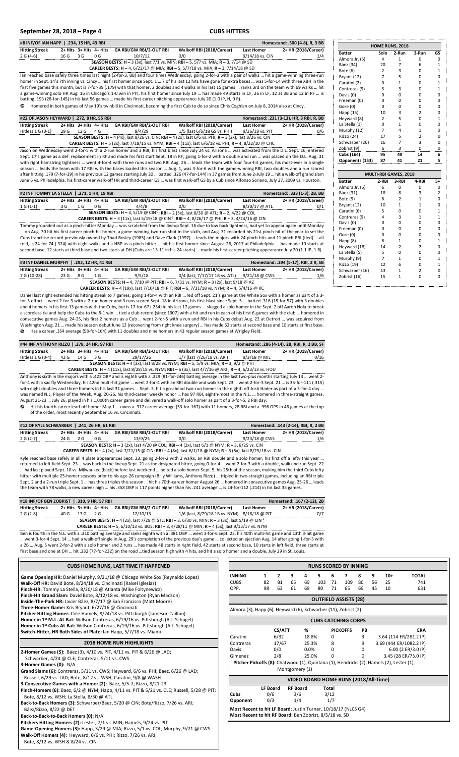## CUBS HITTERS

### #8 INF/OF IAN HAPP | .234, 15 HR, 43 RBI

Homestand: .500 (4-8), R, 3 BB

| Hitting Streak | 2+ Hits | 3+ Hits | 4+ Hits | GA RBI/GW RBI/2-OUT RBI | Walkoff RBI (2018/Career) | Last Homer | 2+ HR (2018/Career) |
|---|---|---|---|---|---|---|---|
| 2 G (4-6) | 16 G | 3 G | 0 G | 10/7/12 | 0/0 | 9/14/18 vs. CIN | 1/4 |

**SEASON BESTS: H** – 3 (3x), last 7/1 vs. MIN; **RBI** – 5, 5/7 vs. MIA; **R** – 3, 7/14 @ SD
**CAREER BESTS: H** – 4, 6/22/17 @ MIA; **RBI** – 5, 5/7/18 vs. MIA; **R** – 3, 7/14/18 @ SD

Ian reached base safely three times last night (2-for-3, BB) and four times Wednesday, going 2-for-3 with a pair of walks … hit a game-winning three-run homer in Sept. 14's 7th inning vs. Cincy … his first homer since Sept. 1 … 7 of his last 12 hits have gone for extra bases … was 5-for-14 with three XBH in the first five games this month, but is 7-for-39 (.179) with that homer, 2 doubles and 4 walks in his last 15 games … ranks 3rd on the team with 69 walks … hit a game-winning solo HR Aug. 16 in Chicago's 1-0 win in PIT, his first homer since July 19 … has made 49 starts in CF, 26 in LF, 12 at 3B and 12 in RF … is batting .193 (28-for-145) in his last 56 games … made his first-career pitching appearance July 20 (1.0 IP, H, 0 R).

⊙ Homered in both games of May 19's twinbill in Cincinnati, becoming the first Cub to do so since Chris Coghlan on July 8, 2014 also at Cincy.

### #22 OF JASON HEYWARD | .272, 8 HR, 55 RBI

Homestand: .231 (3-13), HR, 3 RBI, R, BB

| Hitting Streak | 2+ Hits | 3+ Hits | 4+ Hits | GA RBI/GW RBI/2-OUT RBI | Walkoff RBI (2018/Career) | Last Homer | 2+ HR (2018/Career) |
|---|---|---|---|---|---|---|---|
| Hitless 1 G (0-1) | 29 G | 12 G | 4 G | 8/4/29 | 1/5 (last 6/6/18 GS vs. PHI) | 9/26/18 vs. PIT | 0/6 |

**SEASON BESTS: H** – 4 (4x), last 8/26 vs. CIN; **RBI** – 4 (2x), last 6/6 vs. PHI; **R** – 3 (2x), last 8/26 vs. CIN
**CAREER BESTS: H** – 5 (2x), last 7/18/15 vs. NYM; **RBI** – 4 (11x), last 6/6/18 vs. PHI; **R** – 4, 8/22/10 @ CHC

Jason on Wednesday went 2-for-5 with a 2-run homer and 3 RBI, his first blast since July 24 vs. Arizona … was activated from the D.L. Sept. 16, entered Sept. 17's game as a def. replacement in RF and made his first start Sept. 18 in RF, going 1-for-2 with a double and run … was placed on the D.L. Aug. 31 with right hamstring tightness … went 4-for-4 with three runs and two RBI Aug. 26 … leads the team with four four-hit games, his most-ever in a single season … leads the team with 17 RBI with the bases loaded this season … Aug. 1, was 3-for-6 with the game-winning RBI, two doubles and a run scored after hitting .179 (7-for-39) in his previous 12 games starting July 20 … batted .326 (47-for-144) in 37 games from June 2-July 19 … hit a walk-off grand slam June 6 vs. Philadelphia, his first-career walk-off HR and third-career GS … was first walk-off GS by a Cub since Alfonso Soriano, July 27, 2009 vs. Houston.

### #2 INF TOMMY LA STELLA | .271, 1 HR, 19 RBI

Homestand: .333 (1-3), 2B, BB

| Hitting Streak | 2+ Hits | 3+ Hits | 4+ Hits | GA RBI/GW RBI/2-OUT RBI | Walkoff RBI (2018/Career) | Last Homer | 2+ HR (2018/Career) |
|---|---|---|---|---|---|---|---|
| 1 G (1-1) | 3 G | 1 G | 0 G | 4/4/8 | 0/0 | 8/30/17 @ ATL | 0/1 |

**SEASON BESTS: H** – 3, 5/19 @ CIN-2; **RBI** – 2 (5x), last 8/30 @ ATL; **R** – 2, 4/22 @ COL
**CAREER BESTS: H** – 3 (11x), last 5/19/18 @ CIN-2; **RBI** – 4, 8/26/17 @ PHI; **R** – 3, 4/24/16 @ CIN

Tommy grounded out as a pinch-hitter Monday … was scratched from the lineup Sept. 16 due to low back tightness, had yet to appear again until Monday … on Aug. 30 hit his first career pinch-hit homer, a game-winning two-run shot in the sixth, and Aug. 31 recorded his 21st pinch-hit of the year to set the Cubs franchise record previously owned by Thad Bosley (1985) and Dave Clark (1997) … leads the majors with 24 pinch-hits and 11 pinch-RBI (tied) … all told, is 24-for-74 (.324) with eight walks and a HBP as a pinch-hitter … hit his first homer since August 26, 2017 at Philadelphia … has made 10 starts at second base, 12 starts at third base and two starts at DH (Cubs are 13-11 in his 24 starts) … made his first-career pitching appearance July 20 (1.1 IP, 1 R).

### #3 INF DANIEL MURPHY | .293, 12 HR, 41 RBI

Homestand: .294 (5-17), RBI, 2 R, SB

| Hitting Streak | 2+ Hits | 3+ Hits | 4+ Hits | GA RBI/GW RBI/2-OUT RBI | Walkoff RBI (2018/Career) | Last Homer | 2+ HR (2018/Career) |
|---|---|---|---|---|---|---|---|
| 7 G (10-28) | 23 G | 8 G | 1 G | 9/5/18 | 0/4 (last, 7/17/17 1B vs. ATL) | 9/21/18 @ CWS | 1/6 |

**SEASON BESTS: H** – 4, 7/10 @ PIT; **RBI** – 6, 7/31 vs. NYM; **R** – 4 (2x), last 9/18 @ AZ
**CAREER BESTS: H** – 4 (19x), last 7/10/18 @ PIT; **RBI** – 6, 7/31/18 vs. NYM; **R** – 4, 5/4/16 @ KC

Daniel last night extended his hitting streak to 7 games, going 1-for-4 with an RBI … led off Sept. 21's game at the White Sox with a homer as part of a 3-for-5 effort … went 2-for-3 with a 2-run homer and 3 runs scored Sept. 18 in Arizona, his first blast since Sept. 5 … batted .316 (18-for-57) with 3 doubles and 4 homers in his first 13 games with the Cubs, but is 17-for-67 (.254) in his last 17 games … slugged a solo homer in the Sept. 2 off Aaron Nola to break a scoreless tie and help the Cubs to the 8-1 win … tied a club record (since 1907) with a hit and run in each of his first 6 games with the club … homered in consecutive games Aug. 24-25, his first 2 homers as a Cub … went 2-for-5 with a run and RBI in his Cubs debut Aug. 22 at Detroit … was acquired from Washington Aug. 21 … made his season debut June 12 (recovering from right knee surgery) … has made 62 starts at second base and 10 starts at first base.

⊙ Has a career .354 average (58-for-164) with 11 doubles and nine homers in 43 regular season games at Wrigley Field.

### #44 INF ANTHONY RIZZO | .278, 24 HR, 97 RBI

Homestand: .286 (4-14), 2B, RBI, R, 2 BB, SF

| Hitting Streak | 2+ Hits | 3+ Hits | 4+ Hits | GA RBI/GW RBI/2-OUT RBI | Walkoff RBI (2018/Career) | Last Homer | 2+ HR (2018/Career) |
|---|---|---|---|---|---|---|---|
| Hitless 1 G (0-4) | 42 G | 14 G | 3 G | 29/17/26 | 1/7 (last 7/26/18 vs. ARI) | 9/3/18 @ MIL | 0/16 |

**SEASON BESTS: H** – 4 (3x), last 8/28 vs. NYM; **RBI** – 5, 5/9 vs. MIA; **R** – 3, 9/2 @ PHI
**CAREER BESTS: H** – 4 (11x), last 8/28/18 vs. NYM; **RBI** – 6 (3x), last 4/7/16 @ ARI ; **R** – 4, 6/23/13 vs. HOU

Anthony is sixth in the majors with a .423 OBP and is eighth with a .329 (81-for-246) batting average in the last two-plus months starting July 13 … went 2-for-4 with a sac fly Wednesday, his 42nd multi-hit game … went 2-for-4 with an RBI double and walk Sept. 23 … went 2-for-3 Sept. 21 … is 35-for-111 (.315) with eight doubles and three homers in his last 31 games … Sept. 3, hit a go-ahead two-run homer in the eighth off Josh Hader as part of a 3-for-4 day … was named N.L. Player of the Week, Aug. 20-26, his third-career weekly honor … has 97 RBI, eighth-most in the N.L. … homered in three-straight games, August 21-23 … July 26, played in his 1,000th career game and delivered a walk-off solo homer as part of a 3-for-5, 2 RBI day.

⊙ Hit his fourth career lead-off homer May 1 … owns a .317 career average (53-for-167) with 11 homers, 28 RBI and a .996 OPS in 46 games at the top of the order, most recently September 16 vs. Cincinnati.

### #12 OF KYLE SCHWARBER | .241, 26 HR, 61 RBI

Homestand: .143 (2-14), RBI, R, 2 BB

| Hitting Streak | 2+ Hits | 3+ Hits | 4+ Hits | GA RBI/GW RBI/2-OUT RBI | Walkoff RBI (2018/Career) | Last Homer | 2+ HR (2018/Career) |
|---|---|---|---|---|---|---|---|
| 2 G (2-7) | 24 G | 2 G | 0 G | 13/9/25 | 0/0 | 9/23/18 @ CWS | 1/6 |

**SEASON BESTS: H** – 3 (2x), last 4/20 @ COL; **RBI** – 4 (2x), last 6/1 @ NYM; **R** – 3, 8/25 vs. CIN
**CAREER BESTS: H** – 4 (2x), last 7/21/15 @ CIN; **RBI** – 4 (8x), last 6/1/18 @ NYM; **R** – 3 (5x), last 8/25/18 vs. CIN

Kyle reached base safely in all 4 plate appearances Sept. 23, going 2-for-2 with 2 walks, an RBI double and a solo homer, his first off a lefty this year … returned to left field Sept. 23 … was back in the lineup Sept. 21 as the designated hitter, going 0-for-4 … went 2-for-3 with a double, walk and run Sept. 22 … had last played Sept. 10 vs. Milwaukee (back) before last weekend … belted a solo homer Sept. 5, his 25th of the season, making him the third Cubs lefty hitter with multiple 25-homer seasons prior to his age-26 campaign (Billy Williams, Anthony Rizzo) … tripled in two-straight games, including an RBI triple Sept. 2 and a 2-run triple Sept. 1 … has three triples this season … hit his 70th-career homer August 26 … homered in consecutive games Aug. 25-26 … leads the team with 78 walks, a new career high … his .358 OBP is 117 points higher than his .241 average … is 24-for-112 (.214) in his last 35 games.

### #18 INF/OF BEN ZOBRIST | .310, 9 HR, 57 RBI

Homestand: .167 (2-12), 2B

| Hitting Streak | 2+ Hits | 3+ Hits | 4+ Hits | GA RBI/GW RBI/2-OUT RBI | Walkoff RBI (2018/Career) | Last Homer | 2+ HR (2018/Career) |
|---|---|---|---|---|---|---|---|
| 2 G (2-8) | 40 G | 13 G | 2 G | 12/10/13 | 1/6 (last, 8/29/18 1B vs. NYM) | 8/18/18 @ PIT | 0/7 |

**SEASON BESTS: H** – 4 (2x), last 7/29 @ STL; **RBI** – 3, 6/30 vs. MIN; **R** – 3 (3x), last 5/19 @ CIN-2
**CAREER BESTS: H** – 5, 6/10/13 vs. BOS; **RBI** – 8, 4/28/11 @ MIN; **R** – 4 (5x), last 9/13/17 vs. NYM

Ben is fourth in the N.L. with a .310 batting average and ranks eighth with a .381 OBP … went 3-for-6 Sept. 23, his 40th multi-hit game and 13th 3-hit game … went 3-for-4 Sept. 14 … had a walk-off single in Aug. 29's completion of the previous day's game … collected an ejection Aug. 14 after going 1-for-3 with a 2B … Aug. 5 went 2-for-2 with a solo homer and 2 runs … has made 48 starts in right field, 42 starts at second base, 10 starts in left field, three starts at first base and one at DH … hit .332 (77-for-232) on the road …tied season high with 4 hits, and hit a solo homer and a double, July 29 in St. Louis.

### HOME RUNS, 2018

| Batter | Solo | 2-Run | 3-Run | GS |
|---|---|---|---|---|
| Almora Jr. (5) | 4 | 1 | 0 | 0 |
| Báez (34) | 20 | 7 | 6 | 1 |
| Bote (6) | 2 | 3 | 0 | 1 |
| Bryant (12) | 7 | 5 | 0 | 0 |
| Caratini (2) | 0 | 1 | 0 | 1 |
| Contreras (9) | 5 | 3 | 0 | 1 |
| Davis (0) | 0 | 0 | 0 | 0 |
| Freeman (0) | 0 | 0 | 0 | 0 |
| Gore (0) | 0 | 0 | 0 | 0 |
| Happ (15) | 10 | 3 | 2 | 0 |
| Heyward (8) | 2 | 5 | 0 | 1 |
| La Stella (1) | 0 | 1 | 0 | 0 |
| Murphy (12) | 7 | 4 | 1 | 0 |
| Rizzo (24) | 17 | 5 | 2 | 0 |
| Schwarber (26) | 16 | 7 | 3 | 0 |
| Zobrist (9) | 6 | 3 | 0 | 0 |
| **Cubs (164)** | **95** | **49** | **14** | **6** |
| **Opponents (153)** | **87** | **41** | **21** | **5** |

### MULTI-RBI GAMES, 2018

| Batter | 2-RBI | 3-RBI | 4-RBI | 5+ |
|---|---|---|---|---|
| Almora Jr. (6) | 6 | 0 | 0 | 0 |
| Báez (31) | 18 | 8 | 3 | 2 |
| Bote (9) | 6 | 2 | 1 | 0 |
| Bryant (12) | 10 | 1 | 1 | 0 |
| Caratini (6) | 5 | 0 | 0 | 1 |
| Contreras (9) | 4 | 3 | 1 | 1 |
| Davis (0) | 0 | 0 | 0 | 0 |
| Freeman (0) | 0 | 0 | 0 | 0 |
| Gore (0) | 0 | 0 | 0 | 0 |
| Happ (8) | 6 | 1 | 0 | 1 |
| Heyward (18) | 14 | 2 | 2 | 0 |
| La Stella (5) | 5 | 0 | 0 | 0 |
| Murphy (9) | 7 | 1 | 0 | 1 |
| Rizzo (19) | 12 | 6 | 0 | 1 |
| Schwarber (16) | 13 | 1 | 2 | 0 |
| Zobrist (16) | 15 | 1 | 0 | 0 |

### CUBS HOME RUNS, LAST TIME IT HAPPENED

**Game Opening HR:** Daniel Murphy, 9/21/18 @ Chicago White Sox (Reynaldo Lopez)
**Walk-Off HR:** David Bote, 8/24/18 vs. Cincinnati (Raisel Iglesias)
**Pinch-HR:** Tommy La Stella, 8/30/18 @ Atlanta (Mike Foltynewicz)
**Pinch-Hit Grand Slam:** David Bote, 8/12/18 vs. Washington (Ryan Madson)
**Inside-The-Park HR:** Javier Báez, 8/7/17 @ San Francisco (Matt Moore)
**Three-Homer Game:** Kris Bryant, 6/27/16 @ Cincinnati
**Pitcher Hitting Homer:** Cole Hamels, 9/24/18 vs. Pittsburgh (Jameson Taillon)
**Homer in 1st M.L. At-Bat:** Willson Contreras, 6/19/16 vs. Pittsburgh (A.J. Schugel)
**Homer in 1st Cubs At-Bat:** Willson Contreras, 6/19/16 vs. Pittsburgh (A.J. Schugel)
**Switch-Hitter, HR Both Sides of Plate:** Ian Happ, 5/7/18 vs. Miami

### 2018 HOME RUN HIGHLIGHTS

**2-Homer Games (5):** Báez (3), 4/10 vs. PIT, 4/11 vs. PIT & 6/26 @ LAD; Schwarber, 4/24 @ CLE; Contreras, 5/11 vs. CWS
**3-Homer Games (0):** N/A
**Grand Slams (6):** Contreras, 5/11 vs. CWS; Heyward, 6/6 vs. PHI; Baez, 6/26 @ LAD; Russell, 6/29 vs. LAD; Bote, 8/12 vs. WSH; Caratini, 9/8 @ WSH
**3-Consecutive Games with a Homer (2):** Báez, 5/5-7; Rizzo, 8/21-23
**Pinch-Homers (6):** Baez, 6/2 @ NYM; Happ, 4/11 vs. PIT & 5/21 vs. CLE; Russell, 5/28 @ PIT; Bote, 8/12 vs. WSH; La Stella, 8/30 @ ATL
**Back-to-Back Homers (3):** Schwarber/Báez, 5/20 @ CIN; Bote/Rizzo, 7/26 vs. ARI; Báez/Rizzo, 8/22 @ DET
**Back-to-Back-to-Back Homers (0):** N/A
**Pitchers Hitting Homers (2):** Lester, 7/1 vs. MIN; Hamels, 9/24 vs. PIT
**Game-Opening Homers (3):** Happ, 3/29 @ MIA; Rizzo, 5/1 vs. COL; Murphy, 9/21 @ CWS
**Walk-Off Homers (4):** Heyward, 6/6 vs. PHI; Rizzo, 7/26 vs. ARI; Bote, 8/12 vs. WSH & 8/24 vs. CIN

### RUNS SCORED BY INNING

| INNING | 1 | 2 | 3 | 4 | 5 | 6 | 7 | 8 | 9 | 10+ | TOTAL |
|---|---|---|---|---|---|---|---|---|---|---|---|
| CUBS | 82 | 81 | 65 | 69 | 103 | 71 | 109 | 80 | 56 | 25 | 741 |
| OPP. | 98 | 63 | 61 | 69 | 80 | 71 | 65 | 69 | 45 | 10 | 631 |

### OUTFIELD ASSISTS (28)

Almora (3), Happ (6), Heyward (6), Schwarber (11), Zobrist (2)

### CUBS CATCHING CORPS

| | CS/ATT | % | PICKOFFS | PB | ERA |
|---|---|---|---|---|---|
| Caratini | 6/32 | 18.8% | 0 | 3 | 3.64 (114 ER/281.2 IP) |
| Contreras | 17/67 | 25.3% | 8 | 9 | 3.69 (444 ER/1082.2 IP) |
| Davis | 0/0 | 0.0% | 0 | 0 | 6.00 (2 ER/3.0 IP) |
| Gimenez | 2/8 | 25.0% | 0 | 0 | 3.45 (28 ER/73.0 IP) |

**Pitcher Pickoffs (8):** Chatwood (1), Quintana (1), Hendricks (2), Hamels (2), Lester (1), Montgomery (1)

### VIDEO BOARD HOME RUNS (2018/All-Time)

| | LF Board | RF Board | Total |
|---|---|---|---|
| Cubs | 0/6 | 3/6 | 3/12 |
| Opponent | 0/3 | 1/4 | 1/7 |

**Most Recent to hit LF Board:** Justin Turner, 10/18/17 (NLCS G4)
**Most Recent to hit RF Board:** Ben Zobrist, 8/5/18 vs. SD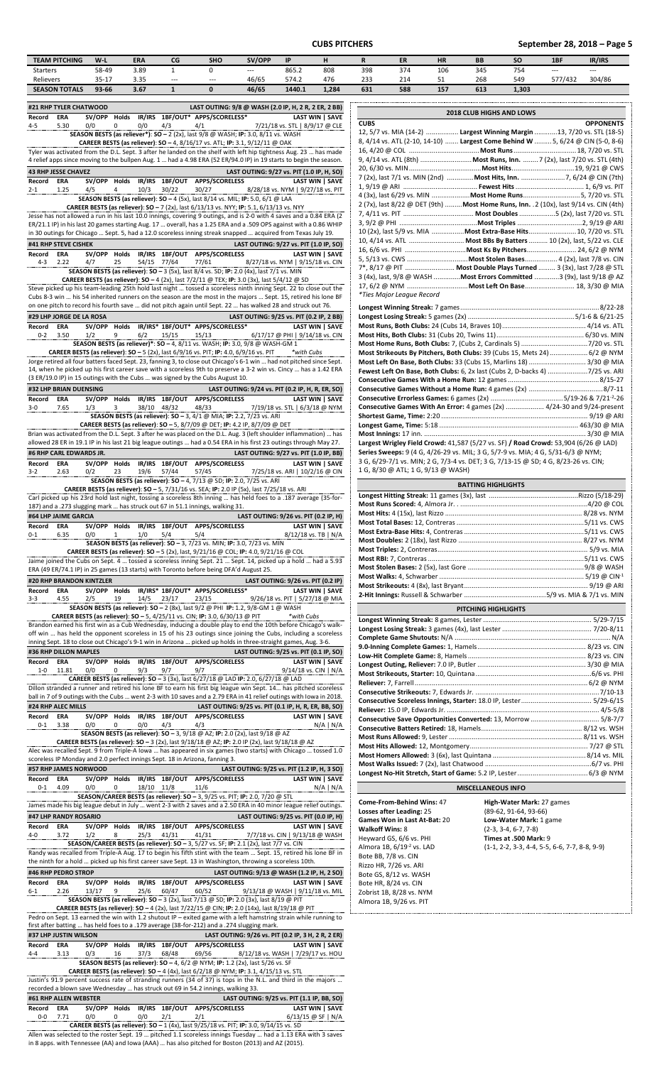# CUBS PITCHERS

| TEAM PITCHING | W-L | ERA | CG | SHO | SV/OPP | IP | H | R | ER | HR | BB | SO | 1BF | IR/IRS |
|---|---|---|---|---|---|---|---|---|---|---|---|---|---|---|
| Starters | 58-49 | 3.89 | 1 | 0 | --- | 865.2 | 808 | 398 | 374 | 106 | 345 | 754 | --- | --- |
| Relievers | 35-17 | 3.35 | --- | --- | 46/65 | 574.2 | 476 | 233 | 214 | 51 | 268 | 549 | 577/432 | 304/86 |
| SEASON TOTALS | 93-66 | 3.67 | 1 | 0 | 46/65 | 1440.1 | 1,284 | 631 | 588 | 157 | 613 | 1,303 | | |

### #21 RHP TYLER CHATWOOD — LAST OUTING: 9/8 @ WASH (2.0 IP, H, 2 R, 2 ER, 2 BB)

| Record | ERA | SV/OPP | Holds | IR/IRS | 1BF/OUT* | APPS/SCORELESS* | LAST WIN \| SAVE |
|---|---|---|---|---|---|---|---|
| 4-5 | 5.30 | 0/0 | 0 | 0/0 | 4/3 | 4/1 | 7/21/18 vs. STL \| 8/9/17 @ CLE |

**SEASON BESTS (as reliever*): SO** – 2 (2x), last 9/8 @ WASH; **IP:** 3.0, 8/11 vs. WASH

**CAREER BESTS (as reliever): SO** – 4, 8/11/17 vs. ATL; **IP:** 3.1, 9/12/11 @ OAK

Tyler was activated from the D.L. Sept. 3 after he landed on the shelf with left hip tightness Aug. 23 ... has made 4 relief apps since moving to the bullpen Aug. 1 ... had a 4.98 ERA (52 ER/94.0 IP) in 19 starts to begin the season.

### 43 RHP JESSE CHAVEZ — LAST OUTING: 9/27 vs. PIT (1.0 IP, H, SO)

| Record | ERA | SV/OPP | Holds | IR/IRS | 1BF/OUT | APPS/SCORELESS | LAST WIN \| SAVE |
|---|---|---|---|---|---|---|---|
| 2-1 | 1.25 | 4/5 | 4 | 10/3 | 30/22 | 30/27 | 8/28/18 vs. NYM \| 9/27/18 vs. PIT |

**SEASON BESTS (as reliever): SO** – 4 (5x), last 8/14 vs. MIL; **IP:** 5.0, 6/1 @ LAA

**CAREER BESTS (as reliever): SO** – 7 (2x), last 6/13/13 vs. NYY; **IP:** 5.1, 6/13/13 vs. NYY

Jesse has not allowed a run in his last 10.0 innings, covering 9 outings, and is 2-0 with 4 saves and a 0.84 ERA (2 ER/21.1 IP) in his last 20 games starting Aug. 17 ... overall, has a 1.25 ERA and a .509 OPS against with a 0.86 WHIP in 30 outings for Chicago ... Sept. 5, had a 12.0 scoreless inning streak snapped ... acquired from Texas July 19.

### #41 RHP STEVE CISHEK — LAST OUTING: 9/27 vs. PIT (1.0 IP, SO)

| Record | ERA | SV/OPP | Holds | IR/IRS | 1BF/OUT | APPS/SCORELESS | LAST WIN \| SAVE |
|---|---|---|---|---|---|---|---|
| 4-3 | 2.22 | 4/7 | 25 | 54/15 | 77/64 | 77/61 | 8/27/18 vs. NYM \| 9/15/18 vs. CIN |

**SEASON BESTS (as reliever): SO** – 3 (5x), last 8/4 vs. SD; **IP:** 2.0 (4x), last 7/1 vs. MIN

**CAREER BESTS (as reliever): SO** – 4 (2x), last 7/2/11 @ TEX; **IP:** 3.0 (3x), last 5/4/12 @ SD

Steve picked up his team-leading 25th hold last night ... tossed a scoreless ninth inning Sept. 22 to close out the Cubs 8-3 win ... his 54 inherited runners on the season are the most in the majors ... Sept. 15, retired his lone BF on one pitch to record his fourth save ... did not pitch again until Sept. 22 ... has walked 28 and struck out 76.

### #29 LHP JORGE DE LA ROSA — LAST OUTING: 9/25 vs. PIT (0.2 IP, 2 BB)

| Record | ERA | SV/OPP | Holds | IR/IRS* | 1BF/OUT* | APPS/SCORELESS* | LAST WIN \| SAVE |
|---|---|---|---|---|---|---|---|
| 0-2 | 3.50 | 1/2 | 9 | 6/2 | 15/15 | 15/13 | 6/17/17 @ PHI \| 9/14/18 vs. CIN |

**SEASON BESTS (as reliever)*: SO** – 4, 8/11 vs. WASH; **IP:** 3.0, 9/8 @ WASH-GM 1

**CAREER BESTS (as reliever): SO** – 5 (2x), last 6/9/16 vs. PIT; **IP:** 4.0, 6/9/16 vs. PIT *\*with Cubs*

Jorge retired all four batters faced Sept. 23, fanning 3, to close out Chicago's 6-1 win ... had not pitched since Sept. 14, when he picked up his first career save with a scoreless 9th to preserve a 3-2 win vs. Cincy ... has a 1.42 ERA (3 ER/19.0 IP) in 15 outings with the Cubs ... was signed by the Cubs August 10.

### #32 LHP BRIAN DUENSING — LAST OUTING: 9/24 vs. PIT (0.2 IP, H, R, ER, SO)

| Record | ERA | SV/OPP | Holds | IR/IRS | 1BF/OUT | APPS/SCORELESS | LAST WIN \| SAVE |
|---|---|---|---|---|---|---|---|
| 3-0 | 7.65 | 1/3 | 3 | 38/10 | 48/32 | 48/33 | 7/19/18 vs. STL \| 6/3/18 @ NYM |

**SEASON BESTS (as reliever): SO** – 3, 4/1 @ MIA; **IP:** 2.2, 7/23 vs. ARI

**CAREER BESTS (as reliever): SO** – 5, 8/7/09 @ DET; **IP:** 4.2 IP, 8/7/09 @ DET

Brian was activated from the D.L. Sept. 3 after he was placed on the D.L. Aug. 3 (left shoulder inflammation) ... has allowed 28 ER in 19.1 IP in his last 21 big league outings ... had a 0.54 ERA in his first 23 outings through May 27.

### #6 RHP CARL EDWARDS JR. — LAST OUTING: 9/27 vs. PIT (1.0 IP, BB)

| Record | ERA | SV/OPP | Holds | IR/IRS | 1BF/OUT | APPS/SCORELESS | LAST WIN \| SAVE |
|---|---|---|---|---|---|---|---|
| 3-2 | 2.63 | 0/2 | 23 | 19/6 | 57/44 | 57/45 | 7/25/18 vs. ARI \| 10/2/16 @ CIN |

**SEASON BESTS (as reliever): SO** – 4, 7/13 @ SD; **IP:** 2.0, 7/25 vs. ARI

**CAREER BESTS (as reliever): SO** – 5, 7/31/16 vs. SEA; **IP:** 2.0 IP (5x), last 7/25/18 vs. ARI

Carl picked up his 23rd hold last night, tossing a scoreless 8th inning ... has held foes to a .187 average (35-for-187) and a .273 slugging mark ... has struck out 67 in 51.1 innings, walking 31.

### #64 LHP JAIME GARCIA — LAST OUTING: 9/26 vs. PIT (0.2 IP, H)

| Record | ERA | SV/OPP | Holds | IR/IRS | 1BF/OUT | APPS/SCORELESS | LAST WIN \| SAVE |
|---|---|---|---|---|---|---|---|
| 0-1 | 6.35 | 0/0 | 1 | 1/0 | 5/4 | 5/4 | 8/12/18 vs. TB \| N/A |

**SEASON BESTS (as reliever): SO** – 3, 7/23 vs. MIN; **IP:** 3.0, 7/23 vs. MIN

**CAREER BESTS (as reliever): SO** – 5 (2x), last 9/21/16 @ COL; **IP:** 4.0, 9/21/16 @ COL

Jaime joined the Cubs on Sept. 4 ... tossed a scoreless inning Sept. 21 ... Sept. 14, picked up a hold ... had a 5.93 ERA (49 ER/74.1 IP) in 25 games (13 starts) with Toronto before being DFA'd August 25.

### #20 RHP BRANDON KINTZLER — LAST OUTING: 9/26 vs. PIT (0.2 IP)

| Record | ERA | SV/OPP | Holds | IR/IRS* | 1BF/OUT* | APPS/SCORELESS* | LAST WIN \| SAVE |
|---|---|---|---|---|---|---|---|
| 3-3 | 4.55 | 2/5 | 19 | 14/5 | 23/17 | 23/15 | 9/26/18 vs. PIT \| 5/27/18 @ MIA |

**SEASON BESTS (as reliever): SO** – 2 (8x), last 9/2 @ PHI **IP:** 1.2, 9/8-GM 1 @ WASH

**CAREER BESTS (as reliever): SO** – 5, 4/25/11 vs. CIN; **IP:** 3.0, 6/30/13 vs. PIT *\*with Cubs*

Brandon earned his first win as a Cub Wednesday, inducing a double play to end the 10th before Chicago's walk-off win ... has held the opponent scoreless in 15 of his 23 outings since joining the Cubs, including a scoreless inning Sept. 18 to close out Chicago's 9-1 win in Arizona ... picked up holds in three-straight games, Aug. 3-6.

### #36 RHP DILLON MAPLES — LAST OUTING: 9/25 vs. PIT (0.1 IP, SO)

| Record | ERA | SV/OPP | Holds | IR/IRS | 1BF/OUT | APPS/SCORELESS | LAST WIN \| SAVE |
|---|---|---|---|---|---|---|---|
| 1-0 | 11.81 | 0/0 | 0 | 9/3 | 9/7 | 9/7 | 9/14/18 vs. CIN \| N/A |

**CAREER BESTS (as reliever): SO** – 3 (3x), last 6/27/18 @ LAD **IP:** 2.0, 6/27/18 @ LAD

Dillon stranded a runner and retired his lone BF to earn his first big league win Sept. 14... has pitched scoreless ball in 7 of 9 outings with the Cubs ... went 2-3 with 10 saves and a 2.79 ERA in 41 relief outings with Iowa in 2018.

### #24 RHP ALEC MILLS — LAST OUTING: 9/25 vs. PIT (0.1 IP, H, R, ER, BB, SO)

| Record | ERA | SV/OPP | Holds | IR/IRS | 1BF/OUT | APPS/SCORELESS | LAST WIN \| SAVE |
|---|---|---|---|---|---|---|---|
| 0-1 | 3.38 | 0/0 | 0 | 0/0 | 4/3 | 4/3 | N/A \| N/A |

**SEASON BESTS (as reliever): SO** – 3, 9/18 @ AZ; **IP:** 2.0 (2x), last 9/18 @ AZ

**CAREER BESTS (as reliever): SO** – 3 (2x), last 9/18/18 @ AZ; **IP:** 2.0 IP (2x), last 9/18/18 @ AZ

Alec was recalled Sept. 9 from Triple-A Iowa ... has appeared in six games (two starts) with Chicago ... tossed 1.0 scoreless IP Monday and 2.0 perfect innings Sept. 18 in Arizona, fanning 3.

### #57 RHP JAMES NORWOOD — LAST OUTING: 9/25 vs. PIT (1.2 IP, H, 3 SO)

| Record | ERA | SV/OPP | Holds | IR/IRS | 1BF/OUT | APPS/SCORELESS | LAST WIN \| SAVE |
|---|---|---|---|---|---|---|---|
| 0-1 | 4.09 | 0/0 | 0 | 18/10 | 11/8 | 11/6 | N/A \| N/A |

**SEASON/CAREER BESTS (as reliever): SO** – 3, 9/25 vs. PIT; **IP:** 2.0, 7/20 @ STL

James made his big league debut in July ... went 2-3 with 2 saves and a 2.50 ERA in 40 minor league relief outings.

### #47 LHP RANDY ROSARIO — LAST OUTING: 9/25 vs. PIT (0.0 IP, H)

| Record | ERA | SV/OPP | Holds | IR/IRS | 1BF/OUT | APPS/SCORELESS | LAST WIN \| SAVE |
|---|---|---|---|---|---|---|---|
| 4-0 | 3.72 | 1/2 | 8 | 25/3 | 41/31 | 41/31 | 7/7/18 vs. CIN \| 9/13/18 @ WASH |

**SEASON/CAREER BESTS (as reliever): SO** – 3, 5/27 vs. SF; **IP:** 2.1 (x2), last 7/7 vs. CIN

Randy was recalled from Triple-A Aug. 17 to begin his fifth stint with the team ... Sept. 15, retired his lone BF in the ninth for a hold ... picked up his first career save Sept. 13 in Washington, throwing a scoreless 10th.

### #46 RHP PEDRO STROP — LAST OUTING: 9/13 @ WASH (1.2 IP, H, 2 SO)

| Record | ERA | SV/OPP | Holds | IR/IRS | 1BF/OUT | APPS/SCORELESS | LAST WIN \| SAVE |
|---|---|---|---|---|---|---|---|
| 6-1 | 2.26 | 13/17 | 9 | 25/6 | 60/47 | 60/52 | 9/13/18 @ WASH \| 9/11/18 vs. MIL |

**SEASON BESTS (as reliever): SO** – 3 (2x), last 7/13 @ SD, last 8/19 @ PIT

**CAREER BESTS (as reliever): SO** – 4 (2x), last 7/22/15 @ CIN; **IP:** 2.0 (14x), last 8/19/18 @ PIT

Pedro on Sept. 13 earned the win with 1.2 shutout IP – exited game with a left hamstring strain while running to first after batting ... has held foes to a .179 average (38-for-212) and a .274 slugging mark.

### #37 LHP JUSTIN WILSON — LAST OUTING: 9/26 vs. PIT (0.2 IP, 3 H, 2 R, 2 ER)

| Record | ERA | SV/OPP | Holds | IR/IRS | 1BF/OUT | APPS/SCORELESS | LAST WIN \| SAVE |
|---|---|---|---|---|---|---|---|
| 4-4 | 3.13 | 0/3 | 16 | 37/3 | 68/48 | 69/56 | 8/12/18 vs. WASH \| 7/29/17 vs. HOU |

**SEASON BESTS (as reliever): SO** – 4, 6/2 @ NYM; **IP:** 1.2 (2x), last 5/26 vs. SF

**CAREER BESTS (as reliever): SO** – 4 (3x), last 6/2/18 @ NYM; **IP:** 3.1, 4/15/13 vs. STL

Justin's 91.9 percent success rate of stranding runners (34 of 37) is tops in the N.L. and third in the majors ... recorded a blown save Wednesday ... has struck out 69 in 54.2 innings, walking 33.

### #61 RHP ALLEN WEBSTER — LAST OUTING: 9/25 vs. PIT (1.1 IP, BB, SO)

| Record | ERA | SV/OPP | Holds | IR/IRS | 1BF/OUT | APPS/SCORELESS | LAST WIN \| SAVE |
|---|---|---|---|---|---|---|---|
| 0-0 | 7.71 | 0/0 | 0 | 0/0 | 2/1 | 2/1 | 6/13/15 @ SF \| N/A |

**CAREER BESTS (as reliever): SO** – 1 (4x), last 9/25/18 vs. PIT; **IP:** 3.0, 9/14/15 vs. SD

Allen was selected to the roster Sept. 19 ... pitched 1.1 scoreless innings Tuesday ... had a 1.13 ERA with 3 saves in 8 apps. with Tennessee (AA) and Iowa (AAA) ... has also pitched for Boston (2013) and AZ (2015).

## 2018 CLUB HIGHS AND LOWS

| CUBS | | OPPONENTS |
|---|---|---|
| 12, 5/7 vs. MIA (14-2) | **Largest Winning Margin** | 13, 7/20 vs. STL (18-5) |
| 8, 4/14 vs. ATL (2-10, 14-10) | **Largest Come Behind W** | 5, 6/24 @ CIN (5-0, 8-6) |
| 16, 4/20 @ COL | **Most Runs** | 18, 7/20 vs. STL |
| 9, 4/14 vs. ATL (8th) | **Most Runs, Inn.** | 7 (2x), last 7/20 vs. STL (4th) |
| 20, 6/30 vs. MIN | **Most Hits** | 19, 9/21 @ CWS |
| 7 (2x), last 7/1 vs. MIN (2nd) | **Most Hits, Inn.** | 7, 6/24 @ CIN (7th) |
| 1, 9/19 @ ARI | **Fewest Hits** | 1, 6/9 vs. PIT |
| 4 (3x), last 6/29 vs. MIN | **Most Home Runs** | 5, 7/20 vs. STL |
| 2 (7x), last 8/22 @ DET (9th) | **Most Home Runs, Inn.** | 2 (10x), last 9/14 vs. CIN (4th) |
| 7, 4/11 vs. PIT | **Most Doubles** | 5 (2x), last 7/20 vs. STL |
| 3, 9/2 @ PHI | **Most Triples** | 2, 9/19 @ ARI |
| 10 (2x), last 5/9 vs. MIA | **Most Extra-Base Hits** | 10, 7/20 vs. STL |
| 10, 4/14 vs. ATL | **Most BBs By Batters** | 10 (2x), last, 5/22 vs. CLE |
| 16, 6/6 vs. PHI | **Most Ks By Pitchers** | 24, 6/2 @ NYM |
| 5, 5/13 vs. CWS | **Most Stolen Bases** | 4 (2x), last 7/8 vs. CIN |
| 7*, 8/17 @ PIT | **Most Double Plays Turned** | 3 (3x), last 7/28 @ STL |
| 3 (4x), last, 9/8 @ WASH | **Most Errors Committed** | 3 (9x), last 9/18 @ AZ |
| 17, 6/2 @ NYM | **Most Left On Base** | 18, 3/30 @ MIA |

*\*Ties Major League Record*

| | |
|---|---|
| **Longest Winning Streak:** 7 games | 8/22-28 |
| **Longest Losing Streak:** 5 games (2x) | 5/1-6 & 6/21-25 |
| **Most Runs, Both Clubs:** 24 (Cubs 14, Braves 10) | 4/14 vs. ATL |
| **Most Hits, Both Clubs:** 31 (Cubs 20, Twins 11) | 6/30 vs. MIN |
| **Most Home Runs, Both Clubs:** 7, (Cubs 2, Cardinals 5) | 7/20 vs. STL |
| **Most Strikeouts By Pitchers, Both Clubs:** 39 (Cubs 15, Mets 24) | 6/2 @ NYM |
| **Most Left On Base, Both Clubs:** 33 (Cubs 15, Marlins 18) | 3/30 @ MIA |
| **Fewest Left On Base, Both Clubs:** 6, 2x last (Cubs 4, D-backs 4) | 7/25 vs. ARI |
| **Consecutive Games With a Home Run:** 12 games | 8/15-27 |
| **Consecutive Games Without a Home Run:** 4 games (2x) | 8/7-11 |
| **Consecutive Errorless Games:** 6 games (2x) | 5/19-26 & 7/21[1]-26 |
| **Consecutive Games With An Error:** 4 games (2x) | 4/24-30 and 9/24-present |
| **Shortest Game, Time:** 2:20 | 9/19 @ ARI |
| **Longest Game, Time:** 5:18 | 463/30 @ MIA |
| **Most Innings:** 17 inn. | 3/30 @ MIA |

**Largest Wrigley Field Crowd:** 41,587 (5/27 vs. SF) / **Road Crowd:** 53,904 (6/26 @ LAD)

**Series Sweeps:** 9 (4 G, 4/26-29 vs. MIL; 3 G, 5/7-9 vs. MIA; 4 G, 5/31-6/3 @ NYM; 3 G, 6/29-7/1 vs. MIN; 2 G, 7/3-4 vs. DET; 3 G, 7/13-15 @ SD; 4 G, 8/23-26 vs. CIN; 1 G, 8/30 @ ATL; 1 G, 9/13 @ WASH)

## BATTING HIGHLIGHTS

| | |
|---|---|
| **Longest Hitting Streak:** 11 games (3x), last | Rizzo (5/18-29) |
| **Most Runs Scored:** 4, Almora Jr. | 4/20 @ COL |
| **Most Hits:** 4 (15x), last Rizzo | 8/28 vs. NYM |
| **Most Total Bases:** 12, Contreras | 5/11 vs. CWS |
| **Most Extra-Base Hits:** 4, Contreras | 5/11 vs. CWS |
| **Most Doubles:** 2 (18x), last Rizzo | 8/27 vs. NYM |
| **Most Triples:** 2, Contreras | 5/9 vs. MIA |
| **Most RBI:** 7, Contreras | 5/11 vs. CWS |
| **Most Stolen Bases:** 2 (5x), last Gore | 9/8 @ WASH |
| **Most Walks:** 4, Schwarber | 5/19 @ CIN[1] |
| **Most Strikeouts:** 4 (8x), last Bryant | 9/19 @ ARI |
| **2-Hit Innings:** Russell & Schwarber | 5/9 vs. MIA & 7/1 vs. MIN |

## PITCHING HIGHLIGHTS

| | |
|---|---|
| **Longest Winning Streak:** 8 games, Lester | 5/29-7/15 |
| **Longest Losing Streak:** 3 games (4x), last Lester | 7/20-8/11 |
| **Complete Game Shutouts:** N/A | N/A |
| **9.0-Inning Complete Games:** 1, Hamels | 8/23 vs. CIN |
| **Low-Hit Complete Game:** 8, Hamels | 8/23 vs. CIN |
| **Longest Outing, Reliever:** 7.0 IP, Butler | 3/30 @ MIA |
| **Most Strikeouts, Starter:** 10, Quintana | 6/6 vs. PHI |
| **Reliever:** 7, Farrell | 6/2 @ NYM |
| **Consecutive Strikeouts:** 7, Edwards Jr. | 7/10-13 |
| **Consecutive Scoreless Innings, Starter:** 18.0 IP, Lester | 5/29-6/15 |
| **Reliever:** 15.0 IP, Edwards Jr. | 4/5-5/8 |
| **Consecutive Save Opportunities Converted:** 13, Morrow | 5/8-7/7 |
| **Consecutive Batters Retired:** 18, Hamels | 8/12 vs. WSH |
| **Most Runs Allowed:** 9, Lester | 8/11 vs. WSH |
| **Most Hits Allowed:** 12, Montgomery | 7/27 @ STL |
| **Most Homers Allowed:** 3 (6x), last Quintana | 8/14 vs. MIL |
| **Most Walks Issued:** 7 (2x), last Chatwood | 6/7 vs. PHI |
| **Longest No-Hit Stretch, Start of Game:** 5.2 IP, Lester | 6/3 @ NYM |

## MISCELLANEOUS INFO

**Come-From-Behind Wins:** 47

**Losses after Leading:** 25

**Games Won in Last At-Bat:** 20

**Walkoff Wins:** 8

Heyward GS, 6/6 vs. PHI

Almora 1B, 6/19[-2] vs. LAD

Bote BB, 7/8 vs. CIN

Rizzo HR, 7/26 vs. ARI

Bote GS, 8/12 vs. WASH

Bote HR, 8/24 vs. CIN

Zobrist 1B, 8/28 vs. NYM

Almora 1B, 9/26 vs. PIT

**High-Water Mark:** 27 games (89-62, 91-64, 93-66)

**Low-Water Mark:** 1 game (2-3, 3-4, 6-7, 7-8)

**Times at .500 Mark:** 9 (1-1, 2-2, 3-3, 4-4, 5-5, 6-6, 7-7, 8-8, 9-9)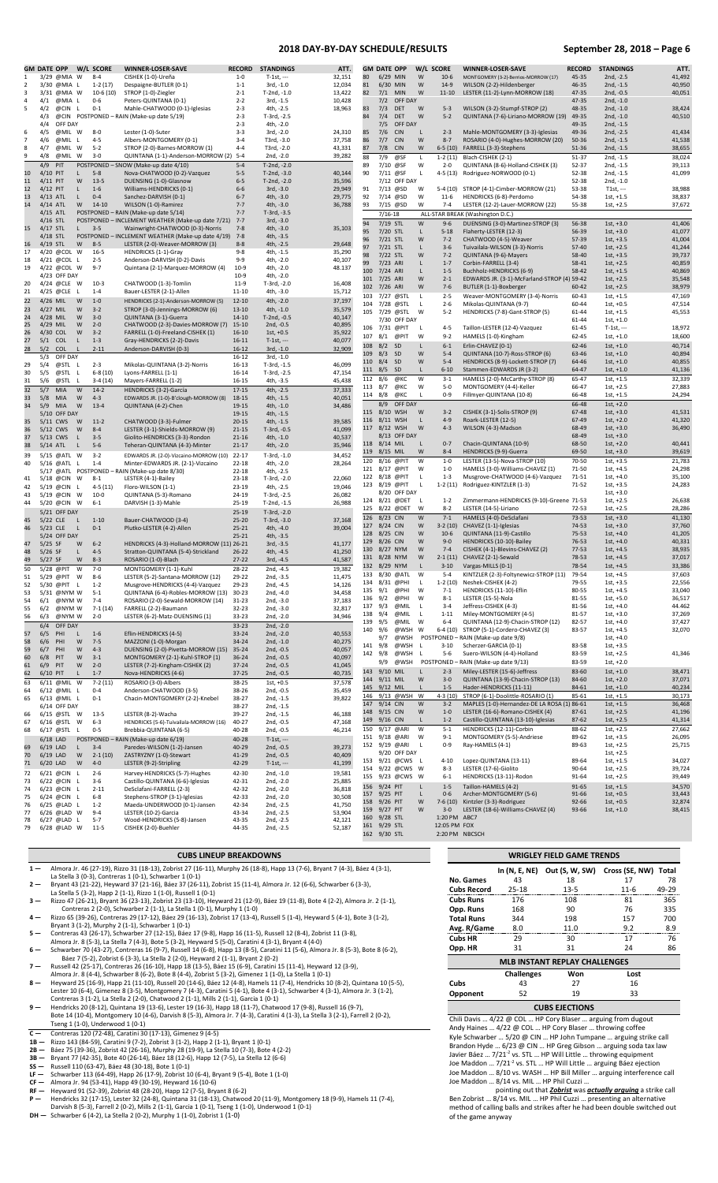# 2018 DAY-BY-DAY SCHEDULE/RESULTS

September 28, 2018 – Page 6

| GM | DATE | OPP | W/L | SCORE | WINNER-LOSER-SAVE | RECORD | STANDINGS | ATT. |
|---|---|---|---|---|---|---|---|---|
| 1 | 3/29 | @MIA | W | 8-4 | CISHEK (1-0)-Ureña | 1-0 | T-1st, --- | 32,151 |
| 2 | 3/30 | @MIA | L | 1-2 (17) | Despaigne-BUTLER (0-1) | 1-1 | 3rd, -1.0 | 12,034 |
| 3 | 3/31 | @MIA | W | 10-6 (10) | STROP (1-0)-Ziegler | 2-1 | T-2nd, -1.0 | 13,422 |
| 4 | 4/1 | @MIA | L | 0-6 | Peters-QUINTANA (0-1) | 2-2 | 3rd, -1.5 | 10,428 |
| 5 | 4/2 | @CIN | L | 0-1 | Mahle-CHATWOOD (0-1)-Iglesias | 2-3 | 4th, -2.5 | 18,963 |
| | 4/3 | @CIN | | | POSTPONED – RAIN (Make-up date 5/19) | 2-3 | T-3rd, -2.5 | |
| | 4/4 | OFF DAY | | | | 2-3 | 4th, -2.0 | |
| 6 | 4/5 | @MIL | W | 8-0 | Lester (1-0)-Suter | 3-3 | 3rd, -2.0 | 24,310 |
| 7 | 4/6 | @MIL | L | 4-5 | Albers-MONTGOMERY (0-1) | 3-4 | T3rd, -3.0 | 37,758 |
| 8 | 4/7 | @MIL | W | 5-2 | STROP (2-0)-Barnes-MORROW (1) | 4-4 | T3rd, -2.0 | 43,331 |
| 9 | 4/8 | @MIL | W | 3-0 | QUINTANA (1-1)-Anderson-MORROW (2) | 5-4 | 2nd, -2.0 | 39,282 |
| | 4/9 | PIT | | | POSTPONED – SNOW (Make-up date 4/10) | 5-4 | T-2nd, -2.0 | |
| 10 | 4/10 | PIT | L | 5-8 | Nova-CHATWOOD (0-2)-Vazquez | 5-5 | T-2nd, -3.0 | 40,144 |
| 11 | 4/11 | PIT | W | 13-5 | DUENSING (1-0)-Glasnow | 6-5 | T-2nd, -2.0 | 35,596 |
| 12 | 4/12 | PIT | L | 1-6 | Williams-HENDRICKS (0-1) | 6-6 | 3rd, -3.0 | 29,949 |
| 13 | 4/13 | ATL | L | 0-4 | Sanchez-DARVISH (0-1) | 6-7 | 4th, -3.0 | 29,775 |
| 14 | 4/14 | ATL | W | 14-10 | WILSON (1-0)-Ramirez | 7-7 | 4th, -3.0 | 36,788 |
| | 4/15 | ATL | | | POSTPONED – RAIN (Make-up date 5/14) | 7-7 | T-3rd, -3.5 | |
| | 4/16 | STL | | | POSTPONED – INCLEMENT WEATHER (Make-up date 7/21) | 7-7 | 3rd, -3.0 | |
| 15 | 4/17 | STL | L | 3-5 | Wainwright-CHATWOOD (0-3)-Norris | 7-8 | 4th, -3.5 | 35,103 |
| | 4/18 | STL | | | POSTPONED – INCLEMENT WEATHER (Make-up date 4/19) | 7-8 | 4th, -3.5 | |
| 16 | 4/19 | STL | W | 8-5 | LESTER (2-0)-Weaver-MORROW (3) | 8-8 | 4th, -2.5 | 29,648 |
| 17 | 4/20 | @COL | W | 16-5 | HENDRICKS (1-1)-Gray | 9-8 | 4th, -1.5 | 35,290 |
| 18 | 4/21 | @COL | L | 2-5 | Anderson-DARVISH (0-2)-Davis | 9-9 | 4th, -2.0 | 40,107 |
| 19 | 4/22 | @COL | W | 9-7 | Quintana (2-1)-Marquez-MORROW (4) | 10-9 | 4th, -2.0 | 48,137 |
| | 4/23 | OFF DAY | | | | 10-9 | 4th, -2.0 | |
| 20 | 4/24 | @CLE | W | 10-3 | CHATWOOD (1-3)-Tomlin | 11-9 | T-3rd, -2.0 | 16,408 |
| 21 | 4/25 | @CLE | L | 1-4 | Bauer-LESTER (2-1)-Allen | 11-10 | 4th, -3.0 | 15,712 |
| 22 | 4/26 | MIL | W | 1-0 | HENDRICKS (2-1)-Anderson-MORROW (5) | 12-10 | 4th, -2.0 | 37,197 |
| 23 | 4/27 | MIL | W | 3-2 | STROP (3-0)-Jennings-MORROW (6) | 13-10 | 4th, -1.0 | 35,579 |
| 24 | 4/28 | MIL | W | 3-0 | QUINTANA (3-1)-Guerra | 14-10 | T-2nd, -0.5 | 40,147 |
| 25 | 4/29 | MIL | W | 2-0 | CHATWOOD (2-3)-Davies-MORROW (7) | 15-10 | 2nd, -0.5 | 40,895 |
| 26 | 4/30 | COL | W | 3-2 | FARRELL (1-0)-Freeland-CISHEK (1) | 16-10 | 1st, +0.5 | 35,922 |
| 27 | 5/1 | COL | L | 1-3 | Gray-HENDRICKS (2-2)-Davis | 16-11 | T-1st, --- | 40,077 |
| 28 | 5/2 | COL | L | 2-11 | Anderson-DARVISH (0-3) | 16-12 | 3rd, -1.0 | 32,909 |
| | 5/3 | OFF DAY | | | | 16-12 | 3rd, -1.0 | |
| 29 | 5/4 | @STL | L | 2-3 | Mikolas-QUINTANA (3-2)-Norris | 16-13 | T-3rd, -1.5 | 46,099 |
| 30 | 5/5 | @STL | L | 6-8 (10) | Lyons-FARRELL (1-1) | 16-14 | T-3rd, -2.5 | 47,154 |
| 31 | 5/6 | @STL | L | 3-4 (14) | Mayers-FARRELL (1-2) | 16-15 | 4th, -3.5 | 45,438 |
| 32 | 5/7 | MIA | W | 14-2 | HENDRICKS (3-2)-García | 17-15 | 4th, -2.5 | 37,333 |
| 33 | 5/8 | MIA | W | 4-3 | EDWARDS JR. (1-0)-B'clough-MORROW (8) | 18-15 | 4th, -1.5 | 40,051 |
| 34 | 5/9 | MIA | W | 13-4 | QUINTANA (4-2)-Chen | 19-15 | 4th, -1.0 | 34,486 |
| | 5/10 | OFF DAY | | | | 19-15 | 4th, -1.5 | |
| 35 | 5/11 | CWS | W | 11-2 | CHATWOOD (3-3)-Fulmer | 20-15 | 4th, -1.5 | 39,585 |
| 36 | 5/12 | CWS | W | 8-4 | LESTER (3-1)-Shields-MORROW (9) | 21-15 | T-3rd, -0.5 | 41,099 |
| 37 | 5/13 | CWS | L | 3-5 | Giolito-HENDRICKS (3-3)-Rondon | 21-16 | 4th, -1.0 | 40,537 |
| 38 | 5/14 | ATL | L | 5-6 | Teheran-QUINTANA (4-3)-Minter | 21-17 | 4th, -2.0 | 35,946 |
| 39 | 5/15 | @ATL | W | 3-2 | EDWARDS JR. (2-0)-Vizcaino-MORROW (10) | 22-17 | T-3rd, -1.0 | 34,452 |
| 40 | 5/16 | @ATL | L | 1-4 | Minter-EDWARDS JR. (2-1)-Vizcaino | 22-18 | 4th, -2.0 | 28,264 |
| | 5/17 | @ATL | | | POSTPONED – RAIN (Make-up date 8/30) | 22-18 | 4th, -2.5 | |
| 41 | 5/18 | @CIN | W | 8-1 | LESTER (4-1)-Bailey | 23-18 | T-3rd, -2.0 | 22,060 |
| 42 | 5/19 | @CIN | L | 4-5 (11) | Floro-WILSON (1-1) | 23-19 | 4th, -2.5 | 19,046 |
| 43 | 5/19 | @CIN | W | 10-0 | QUINTANA (5-3)-Romano | 24-19 | T-3rd, -2.5 | 26,082 |
| 44 | 5/20 | @CIN | W | 6-1 | DARVISH (1-3)-Mahle | 25-19 | T-2nd, -1.5 | 26,988 |
| | 5/21 | OFF DAY | | | | 25-19 | T-3rd, -2.0 | |
| 45 | 5/22 | CLE | L | 1-10 | Bauer-CHATWOOD (3-4) | 25-20 | T-3rd, -3.0 | 37,168 |
| 46 | 5/23 | CLE | L | 0-1 | Plutko-LESTER (4-2)-Allen | 25-21 | 4th, -4.0 | 39,004 |
| | 5/24 | OFF DAY | | | | 25-21 | 4th, -3.5 | |
| 47 | 5/25 | SF | W | 6-2 | HENDRICKS (4-3)-Holland-MORROW (11) | 26-21 | 3rd, -3.5 | 41,177 |
| 48 | 5/26 | SF | W | 4-5 | Stratton-QUINTANA (5-4)-Strickland | 26-22 | 4th, -4.5 | 41,250 |
| 49 | 5/27 | SF | W | 8-3 | ROSARIO (1-0)-Blach | 27-22 | 3rd, -4.5 | 41,587 |
| 50 | 5/28 | @PIT | W | 7-0 | MONTGOMERY (1-1)-Kuhl | 28-22 | 2nd, -4.5 | 19,382 |
| 51 | 5/29 | @PIT | W | 8-6 | LESTER (5-2)-Santana-MORROW (12) | 29-22 | 2nd, -3.5 | 11,475 |
| 52 | 5/30 | @PIT | L | 1-2 | Musgrove-HENDRICKS (4-4)-Vazquez | 29-23 | 2nd, -4.5 | 14,126 |
| 53 | 5/31 | @NYM | W | 5-1 | QUINTANA (6-4)-Robles-MORROW (13) | 30-23 | 2nd, -4.0 | 34,458 |
| 54 | 6/1 | @NYM | W | 7-4 | ROSARIO (2-0)-Sewald-MORROW (14) | 31-23 | 2nd, -3.0 | 37,183 |
| 55 | 6/2 | @NYM | W | 7-1 (14) | FARRELL (2-2)-Baumann | 32-23 | 2nd, -3.0 | 32,817 |
| 56 | 6/3 | @NYM | W | 2-0 | LESTER (6-2)-Matz-DUENSING (1) | 33-23 | 2nd, -2.0 | 34,946 |
| | 6/4 | OFF DAY | | | | 33-23 | 2nd, -2.0 | |
| 57 | 6/5 | PHI | L | 1-6 | Eflin-HENDRICKS (4-5) | 33-24 | 2nd, -2.0 | 40,553 |
| 58 | 6/6 | PHI | W | 7-5 | MAZZONI (1-0)-Morgan | 34-24 | 2nd, -1.0 | 40,275 |
| 59 | 6/7 | PHI | W | 4-3 | DUENSING (2-0)-Pivetta-MORROW (15) | 35-24 | 2nd, -0.5 | 40,057 |
| 60 | 6/8 | PIT | W | 3-1 | MONTGOMERY (2-1)-Kuhl-STROP (1) | 36-24 | 2nd, -0.5 | 40,097 |
| 61 | 6/9 | PIT | W | 2-0 | LESTER (7-2)-Kingham-CISHEK (2) | 37-24 | 2nd, -0.5 | 41,045 |
| 62 | 6/10 | PIT | L | 1-7 | Nova-HENDRICKS (4-6) | 37-25 | 2nd, -0.5 | 40,735 |
| 63 | 6/11 | @MIL | W | 7-2 (11) | ROSARIO (3-0)-Albers | 38-25 | 1st, +0.5 | 37,578 |
| 64 | 6/12 | @MIL | L | 0-4 | Anderson-CHATWOOD (3-5) | 38-26 | 2nd, -0.5 | 35,459 |
| 65 | 6/13 | @MIL | L | 0-1 | Chacin-MONTGOMERY (2-2)-Knebel | 38-27 | 2nd, -1.5 | 39,822 |
| | 6/14 | OFF DAY | | | | 38-27 | 2nd, -1.5 | |
| 66 | 6/15 | @STL | W | 13-5 | LESTER (8-2)-Wacha | 39-27 | 2nd, -1.5 | 46,188 |
| 67 | 6/16 | @STL | W | 6-3 | HENDRICKS (5-6)-Tuivailala-MORROW (16) | 40-27 | 2nd, -0.5 | 47,168 |
| 68 | 6/17 | @STL | L | 0-5 | Brebbia-QUINTANA (6-5) | 40-28 | 2nd, -0.5 | 46,214 |
| | 6/18 | LAD | | | POSTPONED – RAIN (Make-up date 6/19) | 40-28 | T-1st, --- | |
| 69 | 6/19 | LAD | L | 3-4 | Paredes-WILSON (1-2)-Jansen | 40-29 | 2nd, -0.5 | 39,273 |
| 70 | 6/19 | LAD | W | 2-1 (10) | ZASTRYZNY (1-0)-Stewart | 41-29 | 2nd, -0.5 | 40,409 |
| 71 | 6/20 | LAD | W | 4-0 | LESTER (9-2)-Stripling | 42-29 | T-1st, --- | 41,199 |
| 72 | 6/21 | @CIN | L | 2-6 | Harvey-HENDRICKS (5-7)-Hughes | 42-30 | 2nd, -1.0 | 19,581 |
| 73 | 6/22 | @CIN | L | 3-6 | Castillo-QUINTANA (6-6)-Iglesias | 42-31 | 2nd, -2.0 | 25,885 |
| 74 | 6/23 | @CIN | L | 2-11 | DeSclafani-FARRELL (2-3) | 42-32 | 2nd, -2.0 | 36,818 |
| 75 | 6/24 | @CIN | L | 6-8 | Stephens-STROP (3-1)-Iglesias | 42-33 | 2nd, -2.0 | 30,508 |
| 76 | 6/25 | @LAD | L | 1-2 | Maeda-UNDERWOOD (0-1)-Jansen | 42-34 | 2nd, -2.5 | 41,750 |
| 77 | 6/26 | @LAD | W | 9-4 | LESTER (10-2)-Garcia | 43-34 | 2nd, -2.5 | 53,904 |
| 78 | 6/27 | @LAD | L | 5-7 | Wood-HENDRICKS (5-8)-Jansen | 43-35 | 2nd, -2.5 | 42,121 |
| 79 | 6/28 | @LAD | W | 11-5 | CISHEK (2-0)-Buehler | 44-35 | 2nd, -2.5 | 52,187 |
| 80 | 6/29 | MIN | W | 10-6 | MONTGOMERY (3-2)-Berrios-MORROW (17) | 45-35 | 2nd, -2.5 | 41,492 |
| 81 | 6/30 | MIN | W | 14-9 | WILSON (2-2)-Hildenberger | 46-35 | 2nd, -1.5 | 40,950 |
| 82 | 7/1 | MIN | W | 11-10 | LESTER (11-2)-Lynn-MORROW (18) | 47-35 | 2nd, -0.5 | 40,051 |
| | 7/2 | OFF DAY | | | | 47-35 | 2nd, -1.0 | |
| 83 | 7/3 | DET | W | 5-3 | WILSON (3-2)-Stumpf-STROP (2) | 48-35 | 2nd, -1.0 | 38,424 |
| 84 | 7/4 | DET | W | 5-2 | QUINTANA (7-6)-Liriano-MORROW (19) | 49-35 | 2nd, -1.0 | 40,510 |
| | 7/5 | OFF DAY | | | | 49-35 | 2nd, -1.5 | |
| 85 | 7/6 | CIN | L | 2-3 | Mahle-MONTGOMERY (3-3)-Iglesias | 49-36 | 2nd, -2.5 | 41,434 |
| 86 | 7/7 | CIN | W | 8-7 | ROSARIO (4-0)-Hughes-MORROW (20) | 50-36 | 2nd, -1.5 | 41,538 |
| 87 | 7/8 | CIN | W | 6-5 (10) | FARRELL (3-3)-Stephens | 51-36 | 2nd, -1.5 | 38,655 |
| 88 | 7/9 | @SF | L | 1-2 (11) | Blach-CISHEK (2-1) | 51-37 | 2nd, -1.5 | 38,024 |
| 89 | 7/10 | @SF | W | 2-0 | QUINTANA (8-6)-Holland-CISHEK (3) | 52-37 | 2nd, -1.5 | 39,113 |
| 90 | 7/11 | @SF | L | 4-5 (13) | Rodriguez-NORWOOD (0-1) | 52-38 | 2nd, -1.5 | 41,099 |
| | 7/12 | OFF DAY | | | | 52-38 | 2nd, -1.0 | |
| 91 | 7/13 | @SD | W | 5-4 (10) | STROP (4-1)-Cimber-MORROW (21) | 53-38 | T1st, --- | 38,988 |
| 92 | 7/14 | @SD | W | 11-6 | HENDRICKS (6-8)-Perdomo | 54-38 | 1st, +1.5 | 38,837 |
| 93 | 7/15 | @SD | W | 7-4 | LESTER (12-2)-Lauer-MORROW (22) | 55-38 | 1st, +2.5 | 37,672 |
| | 7/16-18 | | | | ALL-STAR BREAK (Washington D.C.) | | | |
| 94 | 7/19 | STL | W | 9-6 | DUENSING (3-0)-Martinez-STROP (3) | 56-38 | 1st, +3.0 | 41,406 |
| 95 | 7/20 | STL | L | 5-18 | Flaherty-LESTER (12-3) | 56-39 | 1st, +3.0 | 41,077 |
| 96 | 7/21 | STL | W | 7-2 | CHATWOOD (4-5)-Weaver | 57-39 | 1st, +3.5 | 41,004 |
| 97 | 7/21 | STL | L | 3-6 | Tuivailala-WILSON (3-3)-Norris | 57-40 | 1st, +2.5 | 41,244 |
| 98 | 7/22 | STL | W | 7-2 | QUINTANA (9-6)-Mayers | 58-40 | 1st, +3.5 | 39,737 |
| 99 | 7/23 | ARI | L | 1-7 | Corbin-FARRELL (3-4) | 58-41 | 1st, +2.5 | 40,859 |
| 100 | 7/24 | ARI | L | 1-5 | Buchholz-HENDRICKS (6-9) | 58-42 | 1st, +1.5 | 40,869 |
| 101 | 7/25 | ARI | W | 2-1 | EDWARDS JR. (3-1)-McFarland-STROP (4) | 59-42 | 1st, +2.5 | 35,548 |
| 102 | 7/26 | ARI | W | 7-6 | BUTLER (1-1)-Boxberger | 60-42 | 1st, +2.5 | 38,979 |
| 103 | 7/27 | @STL | L | 2-5 | Weaver-MONTGOMERY (3-4)-Norris | 60-43 | 1st, +1.5 | 47,169 |
| 104 | 7/28 | @STL | L | 2-6 | Mikolas-QUINTANA (9-7) | 60-44 | 1st, +0.5 | 47,514 |
| 105 | 7/29 | @STL | W | 5-2 | HENDRICKS (7-8)-Gant-STROP (5) | 61-44 | 1st, +1.5 | 45,553 |
| | 7/30 | OFF DAY | | | | 61-44 | 1st, +1.0 | |
| 106 | 7/31 | @PIT | L | 4-5 | Taillon-LESTER (12-4)-Vazquez | 61-45 | T-1st, --- | 18,972 |
| 107 | 8/1 | @PIT | W | 9-2 | HAMELS (1-0)-Kingham | 62-45 | 1st, +1.0 | 18,600 |
| 108 | 8/2 | SD | L | 6-1 | Erlin-CHAVEZ (0-1) | 62-46 | 1st, +1.0 | 40,714 |
| 109 | 8/3 | SD | W | 5-4 | QUINTANA (10-7)-Ross-STROP (6) | 63-46 | 1st, +1.0 | 40,894 |
| 110 | 8/4 | SD | W | 5-4 | HENDRICKS (8-9)-Lockett-STROP (7) | 64-46 | 1st, +1.0 | 40,855 |
| 111 | 8/5 | SD | L | 6-10 | Stammen-EDWARDS JR (3-2) | 64-47 | 1st, +1.0 | 41,136 |
| 112 | 8/6 | @KC | W | 3-1 | HAMELS (2-0)-McCarthy-STROP (8) | 65-47 | 1st, +1.5 | 32,339 |
| 113 | 8/7 | @KC | W | 5-0 | MONTGOMERY (4-4)-Keller | 66-47 | 1st, +2.5 | 27,883 |
| 114 | 8/8 | @KC | L | 0-9 | Fillmyer-QUINTANA (10-8) | 66-48 | 1st, +2.5 | 24,294 |
| | 8/9 | OFF DAY | | | | 66-48 | 1st, +2.0 | |
| 115 | 8/10 | WSH | W | 3-2 | CISHEK (3-1)-Solis-STROP (9) | 67-48 | 1st, +3.0 | 41,531 |
| 116 | 8/11 | WSH | L | 4-9 | Roark-LESTER (12-5) | 67-49 | 1st, +2.0 | 41,320 |
| 117 | 8/12 | WSH | W | 4-3 | WILSON (4-3)-Madson | 68-49 | 1st, +3.0 | 36,490 |
| | 8/13 | OFF DAY | | | | 68-49 | 1st, +3.0 | |
| 118 | 8/14 | MIL | L | 0-7 | Chacin-QUINTANA (10-9) | 68-50 | 1st, +2.0 | 40,441 |
| 119 | 8/15 | MIL | W | 8-4 | HENDRICKS (9-9)-Guerra | 69-50 | 1st, +3.0 | 39,619 |
| 120 | 8/16 | @PIT | W | 1-0 | LESTER (13-5)-Nova-STROP (10) | 70-50 | 1st, +3.5 | 21,783 |
| 121 | 8/17 | @PIT | W | 1-0 | HAMELS (3-0)-Williams-CHAVEZ (1) | 71-50 | 1st, +4.5 | 24,298 |
| 122 | 8/18 | @PIT | L | 1-3 | Musgrove-CHATWOOD (4-6)-Vazquez | 71-51 | 1st, +4.0 | 35,100 |
| 123 | 8/19 | @PIT | L | 1-2 (11) | Rodriguez-KINTZLER (1-3) | 71-52 | 1st, +3.5 | 24,283 |
| | 8/20 | OFF DAY | | | | | 1st, +3.0 | |
| 124 | 8/21 | @DET | L | 1-2 | Zimmermann-HENDRICKS (9-10)-Greene | 71-53 | 1st, +2.5 | 26,638 |
| 125 | 8/22 | @DET | W | 8-2 | LESTER (14-5)-Liriano | 72-53 | 1st, +2.5 | 28,286 |
| 126 | 8/23 | CIN | W | 7-1 | HAMELS (4-0)-DeSclafani | 73-53 | 1st, +3.0 | 41,130 |
| 127 | 8/24 | CIN | W | 3-2 (10) | CHAVEZ (1-1)-Iglesias | 74-53 | 1st, +3.0 | 37,760 |
| 128 | 8/25 | CIN | W | 10-6 | QUINTANA (11-9)-Castillo | 75-53 | 1st, +4.0 | 41,205 |
| 129 | 8/26 | CIN | W | 9-0 | HENDRICKS (10-10)-Bailey | 76-53 | 1st, +4.0 | 40,331 |
| 130 | 8/27 | NYM | W | 7-4 | CISHEK (4-1)-Blevins-CHAVEZ (2) | 77-53 | 1st, +4.5 | 38,935 |
| 131 | 8/28 | NYM | W | 2-1 (11) | CHAVEZ (2-1)-Sewald | 78-53 | 1st, +4.5 | 37,017 |
| 132 | 8/29 | NYM | L | 3-10 | Vargas-MILLS (0-1) | 78-54 | 1st, +4.5 | 33,386 |
| 133 | 8/30 | @ATL | W | 5-4 | KINTZLER (2-3)-Foltynewicz-STROP (11) | 79-54 | 1st, +4.5 | 37,603 |
| 134 | 8/31 | @PHI | L | 1-2 (10) | Neshek-CISHEK (4-2) | 79-55 | 1st, +3.5 | 22,556 |
| 135 | 9/1 | @PHI | W | 7-1 | HENDRICKS (11-10)-Eflin | 80-55 | 1st, +4.5 | 33,040 |
| 136 | 9/2 | @PHI | W | 8-1 | LESTER (15-5)-Nola | 81-55 | 1st, +5.0 | 36,517 |
| 137 | 9/3 | @MIL | L | 3-4 | Jeffress-CISHEK (4-3) | 81-56 | 1st, +4.0 | 44,462 |
| 138 | 9/4 | @MIL | L | 1-11 | Miley-MONTGOMERY (4-5) | 81-57 | 1st, +3.0 | 37,269 |
| 139 | 9/5 | @MIL | W | 6-4 | QUINTANA (12-9)-Chacin-STROP (12) | 82-57 | 1st, +4.0 | 37,427 |
| 140 | 9/6 | @WSH | W | 6-4 (10) | STROP (5-1)-Cordero-CHAVEZ (3) | 83-57 | 1st, +4.5 | 32,070 |
| | 9/7 | @WSH | | | POSTPONED – RAIN (Make-up date 9/8) | | 1st, +4.0 | |
| 141 | 9/8 | @WSH | L | 3-10 | Scherzer-GARCIA (0-1) | 83-58 | 1st, +3.5 | |
| 142 | 9/8 | @WSH | L | 5-6 | Suero-WILSON (4-4)-Holland | 83-59 | 1st, +2.5 | 41,346 |
| | 9/9 | @WSH | | | POSTPONED – RAIN (Make-up date 9/13) | 83-59 | 1st, +2.0 | |
| 143 | 9/10 | MIL | L | 2-3 | Miley-LESTER (15-6)-Jeffress | 83-60 | 1st, +1.0 | 38,471 |
| 144 | 9/11 | MIL | W | 3-0 | QUINTANA (13-9)-Chacin-STROP (13) | 84-60 | 1st, +2.0 | 37,071 |
| 145 | 9/12 | MIL | L | 1-5 | Hader-HENDRICKS (11-11) | 84-61 | 1st, +1.0 | 40,234 |
| 146 | 9/13 | @WSH | W | 4-3 (10) | STROP (6-1)-Doolittle-ROSARIO (1) | 85-61 | 1st, +1.5 | 30,173 |
| 147 | 9/14 | CIN | W | 3-2 | MAPLES (1-0)-Hernandez-DE LA ROSA (1) | 86-61 | 1st, +1.5 | 36,468 |
| 148 | 9/15 | CIN | W | 1-0 | LESTER (16-6)-Romano-CISHEK (4) | 87-61 | 1st, +2.5 | 41,196 |
| 149 | 9/16 | CIN | L | 1-2 | Castillo-QUINTANA (13-10)-Iglesias | 87-62 | 1st, +2.5 | 41,314 |
| 150 | 9/17 | @ARI | W | 5-1 | HENDRICKS (12-11)-Corbin | 88-62 | 1st, +2.5 | 27,662 |
| 151 | 9/18 | @ARI | W | 9-1 | MONTGOMERY (5-5)-Andriese | 89-62 | 1st, +3.5 | 26,095 |
| 152 | 9/19 | @ARI | L | 0-9 | Ray-HAMELS (4-1) | 89-63 | 1st, +2.5 | 25,715 |
| | 9/20 | OFF DAY | | | | | 1st, +2.5 | |
| 153 | 9/21 | @CWS | L | 4-10 | Lopez-QUINTANA (13-11) | 89-64 | 1st, +1.5 | 34,027 |
| 154 | 9/22 | @CWS | W | 8-3 | LESTER (17-6)-Giolito | 90-64 | 1st, +2.5 | 39,724 |
| 155 | 9/23 | @CWS | W | 6-1 | HENDRICKS (13-11)-Rodon | 91-64 | 1st, +2.5 | 39,449 |
| 156 | 9/24 | PIT | L | 1-5 | Taillon-HAMELS (4-2) | 91-65 | 1st, +1.5 | 34,570 |
| 157 | 9/25 | PIT | L | 0-6 | Archer-MONTGOMERY (5-6) | 91-66 | 1st, +0.5 | 33,443 |
| 158 | 9/26 | PIT | W | 7-6 (10) | Kintzler (3-3)-Rodriguez | 92-66 | 1st, +0.5 | 32,874 |
| 159 | 9/27 | PIT | W | 3-0 | LESTER (18-6)-Williams-CHAVEZ (4) | 93-66 | 1st, +1.0 | 38,415 |
| 160 | 9/28 | STL | | 1:20 PM | ABC7 | | | |
| 161 | 9/29 | STL | | 12:05 PM | FOX | | | |
| 162 | 9/30 | STL | | 2:20 PM | NBCSCH | | | |

## CUBS LINEUP BREAKDOWNS

**1 —** Almora Jr. 46 (27-19), Rizzo 31 (18-13), Zobrist 27 (16-11), Murphy 26 (18-8), Happ 13 (7-6), Bryant 7 (4-3), Báez 4 (3-1), La Stella 3 (0-3), Contreras 1 (0-1), Schwarber 1 (0-1)

**2 —** Bryant 43 (21-22), Heyward 37 (21-16), Báez 37 (26-11), Zobrist 15 (11-4), Almora Jr. 12 (6-6), Schwarber 6 (3-3), La Stella 5 (3-2), Happ 2 (1-1), Rizzo 1 (1-0), Russell 1 (0-1)

**3 —** Rizzo 47 (26-21), Bryant 36 (23-13), Zobrist 23 (13-10), Heyward 21 (12-9), Báez 19 (11-8), Bote 4 (2-2), Almora Jr. 2 (1-1), Contreras 2 (2-0), Schwarber 2 (1-1), La Stella 1 (0-1), Murphy 1 (1-0)

**4 —** Rizzo 65 (39-26), Contreras 29 (17-12), Báez 29 (16-13), Zobrist 17 (13-4), Russell 5 (1-4), Heyward 5 (4-1), Bote 3 (1-2), Bryant 3 (2-1), Murphy 2 (1-1), Schwarber 1 (0-1)

**5 —** Contreras 43 (26-17), Schwarber 27 (12-15), Báez 17 (9-8), Happ 16 (11-5), Russell 12 (8-4), Zobrist 11 (3-8), Almora Jr. 8 (5-3), La Stella 7 (4-3), Bote 5 (3-2), Heyward 5 (5-0), Caratini 4 (3-1), Bryant 4 (4-0)

**6 —** Schwarber 70 (43-27), Contreras 16 (9-7), Russell 14 (6-8), Happ 13 (8-5), Caratini 11 (5-6), Almora Jr. 8 (5-3), Bote 8 (6-2), Báez 7 (5-2), Zobrist 6 (3-3), La Stella 2 (2-0), Heyward 2 (1-1), Bryant 2 (2-0)

**7 —** Russell 42 (25-17), Contreras 26 (16-10), Happ 18 (13-5), Báez 15 (6-9), Caratini 15 (11-4), Heyward 12 (3-9), Almora Jr. 8 (4-4), Schwarber 8 (6-2), Bote 8 (4-4), Zobrist 5 (3-2), Gimenez 1 (1-0), La Stella 1 (0-1)

**8 —** Heyward 25 (16-9), Happ 21 (11-10), Russell 20 (14-6), Báez 12 (4-8), Hamels 11 (7-4), Hendricks 10 (8-2), Quintana 10 (5-5), Lester 10 (6-4), Gimenez 8 (3-5), Montgomery 7 (4-3), Caratini 5 (4-1), Bote 4 (3-1), Schwarber 4 (3-1), Almora Jr. 3 (2-1), Contreras 3 (1-2), La Stella 2 (2-0), Chatwood 2 (1-1), Mills 2 (1-1), Garcia 1 (0-1)

**9 —** Hendricks 20 (8-12), Quintana 19 (13-6), Lester 19 (16-3), Happ 18 (11-7), Chatwood 17 (9-8), Russell 16 (9-7), Bote 14 (10-4), Montgomery 10 (4-6), Almora Jr. 8 (5-3), Almora Jr. 7 (4-3), Caratini 4 (1-3), La Stella 3 (2-1), Farrell 2 (0-2), Tseng 1 (1-0), Underwood 1 (0-1)

**C —** Contreras 120 (72-48), Caratini 30 (17-13), Gimenez 9 (4-5)

**1B —** Rizzo 143 (84-59), Caratini 9 (7-2), Zobrist 3 (1-2), Happ 2 (1-1), Bryant 1 (0-1)

**2B —** Báez 75 (39-36), Zobrist 42 (26-16), Murphy 28 (19-9), La Stella 10 (7-3), Bote 4 (2-2)

**3B —** Bryant 77 (42-35), Bote 40 (26-14), Báez 18 (12-6), Happ 12 (7-5), La Stella 12 (6-6)

**SS —** Russell 110 (63-47), Báez 48 (30-18), Bote 1 (1-0)

**LF —** Schwarber 113 (64-49), Happ 26 (17-9), Zobrist 10 (6-4), Bryant 9 (5-4), Bote 1 (1-0)

**CF —** Almora Jr. 94 (53-41), Happ 49 (30-19), Heyward 16 (10-6)

**RF —** Heyward 91 (52-39), Zobrist 48 (28-20), Happ 12 (7-5), Bryant 8 (6-2)

**P —** Hendricks 32 (17-15), Lester 32 (24-8), Quintana 31 (18-13), Chatwood 20 (11-9), Montgomery 18 (9-9), Hamels 11 (7-4), Darvish 8 (5-3), Farrell 2 (0-2), Mills 2 (1-1), Garcia 1 (0-1), Tseng 1 (1-0), Underwood 1 (0-1)

**DH —** Schwarber 6 (4-2), La Stella 2 (0-2), Murphy 1 (1-0), Zobrist 1 (1-0)

## WRIGLEY FIELD GAME TRENDS

| | In (N, E, NE) | Out (S, W, SW) | Cross (SE, NW) | Total |
|---|---|---|---|---|
| No. Games | 43 | 18 | 17 | 78 |
| Cubs Record | 25-18 | 13-5 | 11-6 | 49-29 |
| Cubs Runs | 176 | 108 | 81 | 365 |
| Opp. Runs | 168 | 90 | 76 | 335 |
| Total Runs | 344 | 198 | 157 | 700 |
| Avg. R/Game | 8.0 | 11.0 | 9.2 | 8.9 |
| Cubs HR | 29 | 30 | 17 | 76 |
| Opp. HR | 31 | 31 | 24 | 86 |

## MLB INSTANT REPLAY CHALLENGES

| | Challenges | Won | Lost |
|---|---|---|---|
| Cubs | 43 | 27 | 16 |
| Opponent | 52 | 19 | 33 |

## CUBS EJECTIONS

Chili Davis ... 4/22 @ COL ... HP Cory Blaser ... arguing from dugout
Andy Haines ... 4/22 @ COL ... HP Cory Blaser ... throwing coffee
Kyle Schwarber ... 5/20 @ CIN ... HP John Tumpane ... arguing strike call
Brandon Hyde ... 6/23 @ CIN ... HP Greg Gibson ... arguing soda tax law
Javier Báez ... 7/21[1] vs. STL ... HP Will Little ... throwing equipment
Joe Maddon ... 7/21[2] vs. STL ... HP Will Little ... arguing Báez ejection
Joe Maddon ... 8/10 vs. WASH ... HP Bill Miller ... arguing interference call
Joe Maddon ... 8/14 vs. MIL ... HP Phil Cuzzi ... pointing out that ***Zobrist*** was ***actually arguing*** a strike call

Ben Zobrist ... 8/14 vs. MIL ... HP Phil Cuzzi ... presenting an alternative method of calling balls and strikes after he had been double switched out of the game anyway